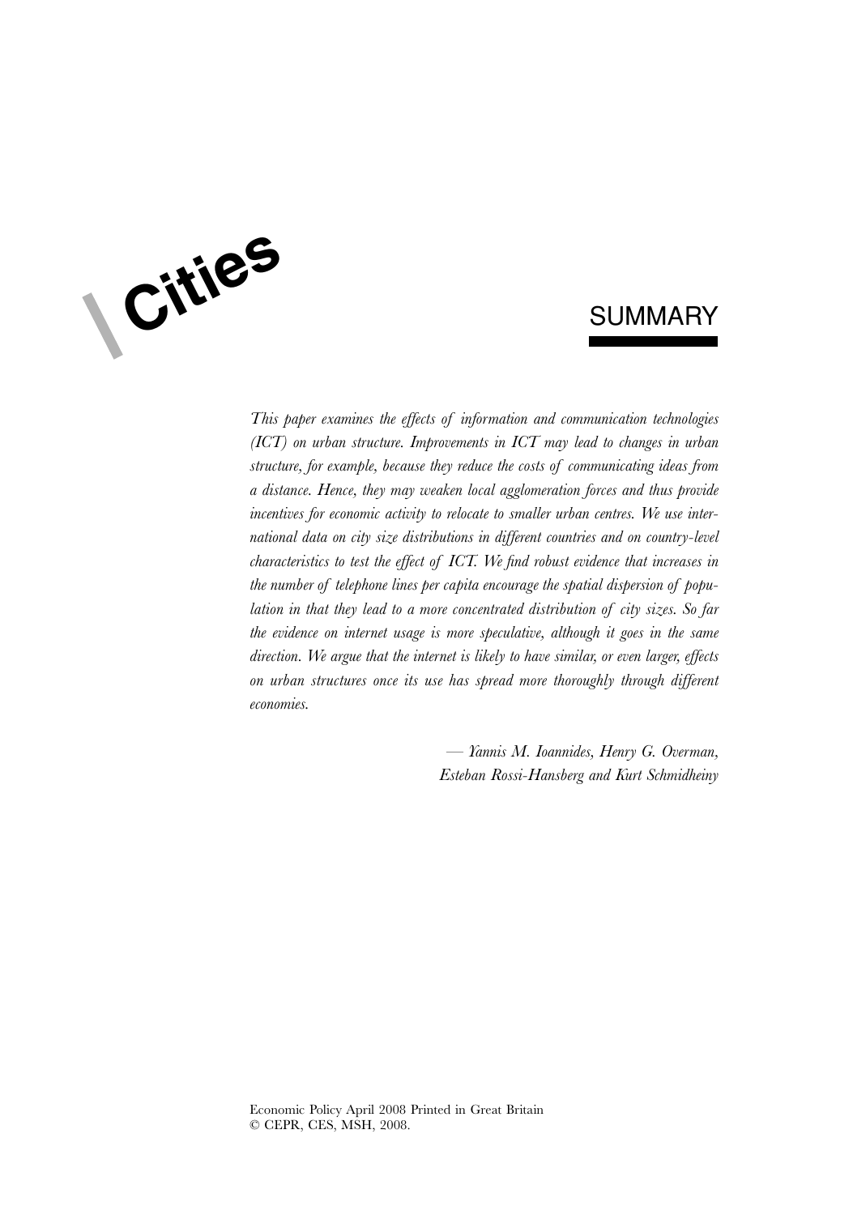# Cities

## SUMMARY

*This paper examines the effects of information and communication technologies (ICT) on urban structure. Improvements in ICT may lead to changes in urban structure, for example, because they reduce the costs of communicating ideas from a distance. Hence, they may weaken local agglomeration forces and thus provide incentives for economic activity to relocate to smaller urban centres. We use international data on city size distributions in different countries and on country-level characteristics to test the effect of ICT. We find robust evidence that increases in the number of telephone lines per capita encourage the spatial dispersion of population in that they lead to a more concentrated distribution of city sizes. So far the evidence on internet usage is more speculative, although it goes in the same direction. We argue that the internet is likely to have similar, or even larger, effects on urban structures once its use has spread more thoroughly through different economies.*

— *Yannis M. Ioannides, Henry G. Overman, Esteban Rossi-Hansberg and Kurt Schmidheiny*

Economic Policy April 2008 Printed in Great Britain
© CEPR, CES, MSH, 2008.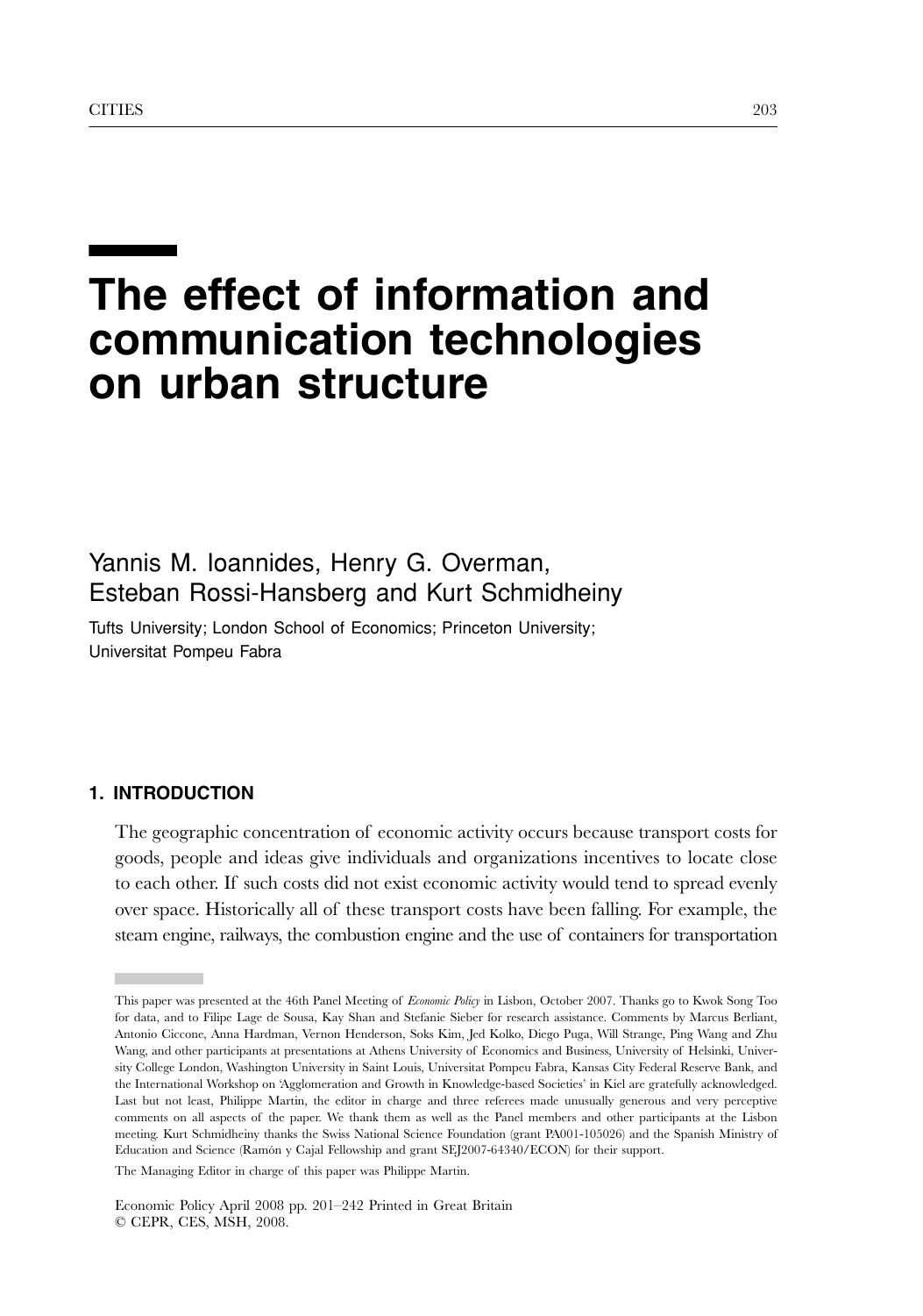# The effect of information and communication technologies on urban structure

Yannis M. Ioannides, Henry G. Overman, Esteban Rossi-Hansberg and Kurt Schmidheiny

Tufts University; London School of Economics; Princeton University; Universitat Pompeu Fabra

## 1. INTRODUCTION

The geographic concentration of economic activity occurs because transport costs for goods, people and ideas give individuals and organizations incentives to locate close to each other. If such costs did not exist economic activity would tend to spread evenly over space. Historically all of these transport costs have been falling. For example, the steam engine, railways, the combustion engine and the use of containers for transportation

---

This paper was presented at the 46th Panel Meeting of *Economic Policy* in Lisbon, October 2007. Thanks go to Kwok Song Too for data, and to Filipe Lage de Sousa, Kay Shan and Stefanie Sieber for research assistance. Comments by Marcus Berliant, Antonio Ciccone, Anna Hardman, Vernon Henderson, Soks Kim, Jed Kolko, Diego Puga, Will Strange, Ping Wang and Zhu Wang, and other participants at presentations at Athens University of Economics and Business, University of Helsinki, University College London, Washington University in Saint Louis, Universitat Pompeu Fabra, Kansas City Federal Reserve Bank, and the International Workshop on 'Agglomeration and Growth in Knowledge-based Societies' in Kiel are gratefully acknowledged. Last but not least, Philippe Martin, the editor in charge and three referees made unusually generous and very perceptive comments on all aspects of the paper. We thank them as well as the Panel members and other participants at the Lisbon meeting. Kurt Schmidheiny thanks the Swiss National Science Foundation (grant PA001-105026) and the Spanish Ministry of Education and Science (Ramón y Cajal Fellowship and grant SEJ2007-64340/ECON) for their support.

The Managing Editor in charge of this paper was Philippe Martin.

Economic Policy April 2008 pp. 201–242 Printed in Great Britain
© CEPR, CES, MSH, 2008.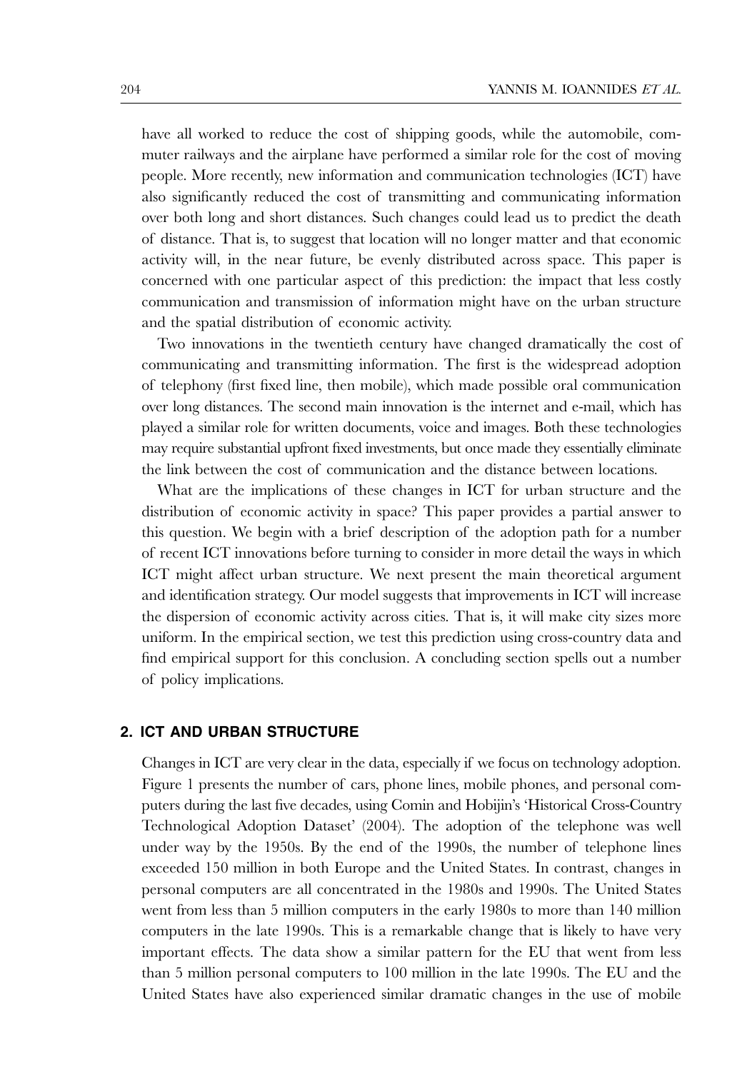have all worked to reduce the cost of shipping goods, while the automobile, commuter railways and the airplane have performed a similar role for the cost of moving people. More recently, new information and communication technologies (ICT) have also significantly reduced the cost of transmitting and communicating information over both long and short distances. Such changes could lead us to predict the death of distance. That is, to suggest that location will no longer matter and that economic activity will, in the near future, be evenly distributed across space. This paper is concerned with one particular aspect of this prediction: the impact that less costly communication and transmission of information might have on the urban structure and the spatial distribution of economic activity.

Two innovations in the twentieth century have changed dramatically the cost of communicating and transmitting information. The first is the widespread adoption of telephony (first fixed line, then mobile), which made possible oral communication over long distances. The second main innovation is the internet and e-mail, which has played a similar role for written documents, voice and images. Both these technologies may require substantial upfront fixed investments, but once made they essentially eliminate the link between the cost of communication and the distance between locations.

What are the implications of these changes in ICT for urban structure and the distribution of economic activity in space? This paper provides a partial answer to this question. We begin with a brief description of the adoption path for a number of recent ICT innovations before turning to consider in more detail the ways in which ICT might affect urban structure. We next present the main theoretical argument and identification strategy. Our model suggests that improvements in ICT will increase the dispersion of economic activity across cities. That is, it will make city sizes more uniform. In the empirical section, we test this prediction using cross-country data and find empirical support for this conclusion. A concluding section spells out a number of policy implications.

## 2. ICT AND URBAN STRUCTURE

Changes in ICT are very clear in the data, especially if we focus on technology adoption. Figure 1 presents the number of cars, phone lines, mobile phones, and personal computers during the last five decades, using Comin and Hobijin's 'Historical Cross-Country Technological Adoption Dataset' (2004). The adoption of the telephone was well under way by the 1950s. By the end of the 1990s, the number of telephone lines exceeded 150 million in both Europe and the United States. In contrast, changes in personal computers are all concentrated in the 1980s and 1990s. The United States went from less than 5 million computers in the early 1980s to more than 140 million computers in the late 1990s. This is a remarkable change that is likely to have very important effects. The data show a similar pattern for the EU that went from less than 5 million personal computers to 100 million in the late 1990s. The EU and the United States have also experienced similar dramatic changes in the use of mobile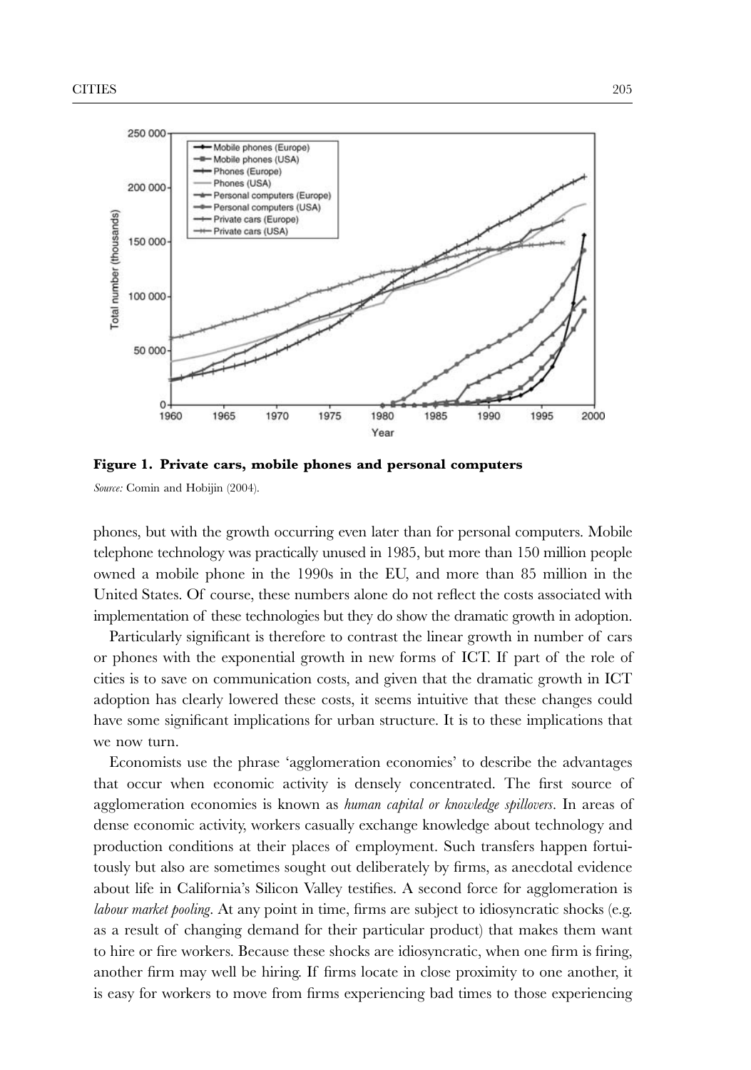**Figure 1. Private cars, mobile phones and personal computers**

*Source:* Comin and Hobijin (2004).

phones, but with the growth occurring even later than for personal computers. Mobile telephone technology was practically unused in 1985, but more than 150 million people owned a mobile phone in the 1990s in the EU, and more than 85 million in the United States. Of course, these numbers alone do not reflect the costs associated with implementation of these technologies but they do show the dramatic growth in adoption.

Particularly significant is therefore to contrast the linear growth in number of cars or phones with the exponential growth in new forms of ICT. If part of the role of cities is to save on communication costs, and given that the dramatic growth in ICT adoption has clearly lowered these costs, it seems intuitive that these changes could have some significant implications for urban structure. It is to these implications that we now turn.

Economists use the phrase 'agglomeration economies' to describe the advantages that occur when economic activity is densely concentrated. The first source of agglomeration economies is known as *human capital or knowledge spillovers*. In areas of dense economic activity, workers casually exchange knowledge about technology and production conditions at their places of employment. Such transfers happen fortuitously but also are sometimes sought out deliberately by firms, as anecdotal evidence about life in California's Silicon Valley testifies. A second force for agglomeration is *labour market pooling*. At any point in time, firms are subject to idiosyncratic shocks (e.g. as a result of changing demand for their particular product) that makes them want to hire or fire workers. Because these shocks are idiosyncratic, when one firm is firing, another firm may well be hiring. If firms locate in close proximity to one another, it is easy for workers to move from firms experiencing bad times to those experiencing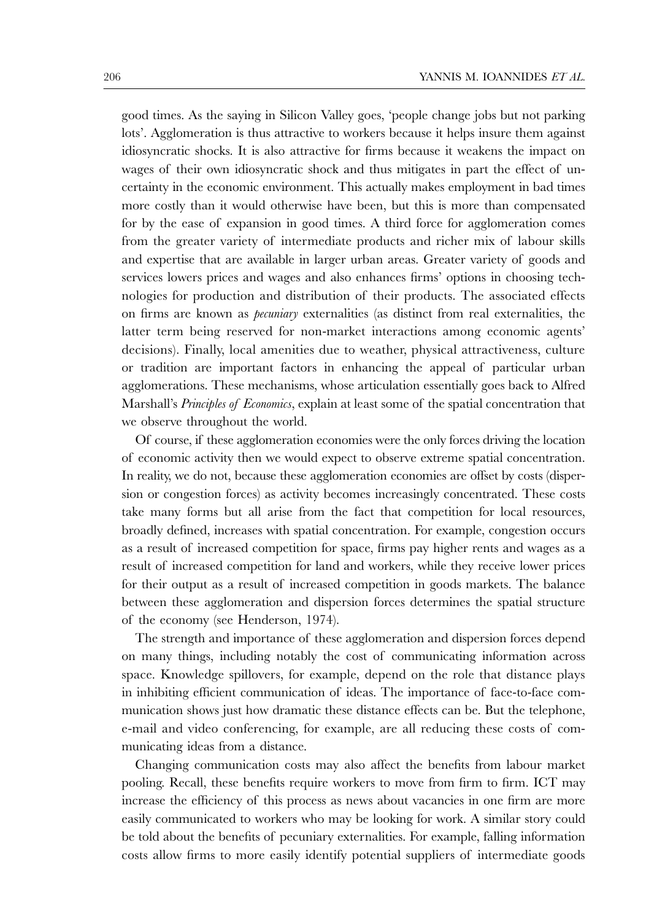good times. As the saying in Silicon Valley goes, 'people change jobs but not parking lots'. Agglomeration is thus attractive to workers because it helps insure them against idiosyncratic shocks. It is also attractive for firms because it weakens the impact on wages of their own idiosyncratic shock and thus mitigates in part the effect of uncertainty in the economic environment. This actually makes employment in bad times more costly than it would otherwise have been, but this is more than compensated for by the ease of expansion in good times. A third force for agglomeration comes from the greater variety of intermediate products and richer mix of labour skills and expertise that are available in larger urban areas. Greater variety of goods and services lowers prices and wages and also enhances firms' options in choosing technologies for production and distribution of their products. The associated effects on firms are known as *pecuniary* externalities (as distinct from real externalities, the latter term being reserved for non-market interactions among economic agents' decisions). Finally, local amenities due to weather, physical attractiveness, culture or tradition are important factors in enhancing the appeal of particular urban agglomerations. These mechanisms, whose articulation essentially goes back to Alfred Marshall's *Principles of Economics*, explain at least some of the spatial concentration that we observe throughout the world.

Of course, if these agglomeration economies were the only forces driving the location of economic activity then we would expect to observe extreme spatial concentration. In reality, we do not, because these agglomeration economies are offset by costs (dispersion or congestion forces) as activity becomes increasingly concentrated. These costs take many forms but all arise from the fact that competition for local resources, broadly defined, increases with spatial concentration. For example, congestion occurs as a result of increased competition for space, firms pay higher rents and wages as a result of increased competition for land and workers, while they receive lower prices for their output as a result of increased competition in goods markets. The balance between these agglomeration and dispersion forces determines the spatial structure of the economy (see Henderson, 1974).

The strength and importance of these agglomeration and dispersion forces depend on many things, including notably the cost of communicating information across space. Knowledge spillovers, for example, depend on the role that distance plays in inhibiting efficient communication of ideas. The importance of face-to-face communication shows just how dramatic these distance effects can be. But the telephone, e-mail and video conferencing, for example, are all reducing these costs of communicating ideas from a distance.

Changing communication costs may also affect the benefits from labour market pooling. Recall, these benefits require workers to move from firm to firm. ICT may increase the efficiency of this process as news about vacancies in one firm are more easily communicated to workers who may be looking for work. A similar story could be told about the benefits of pecuniary externalities. For example, falling information costs allow firms to more easily identify potential suppliers of intermediate goods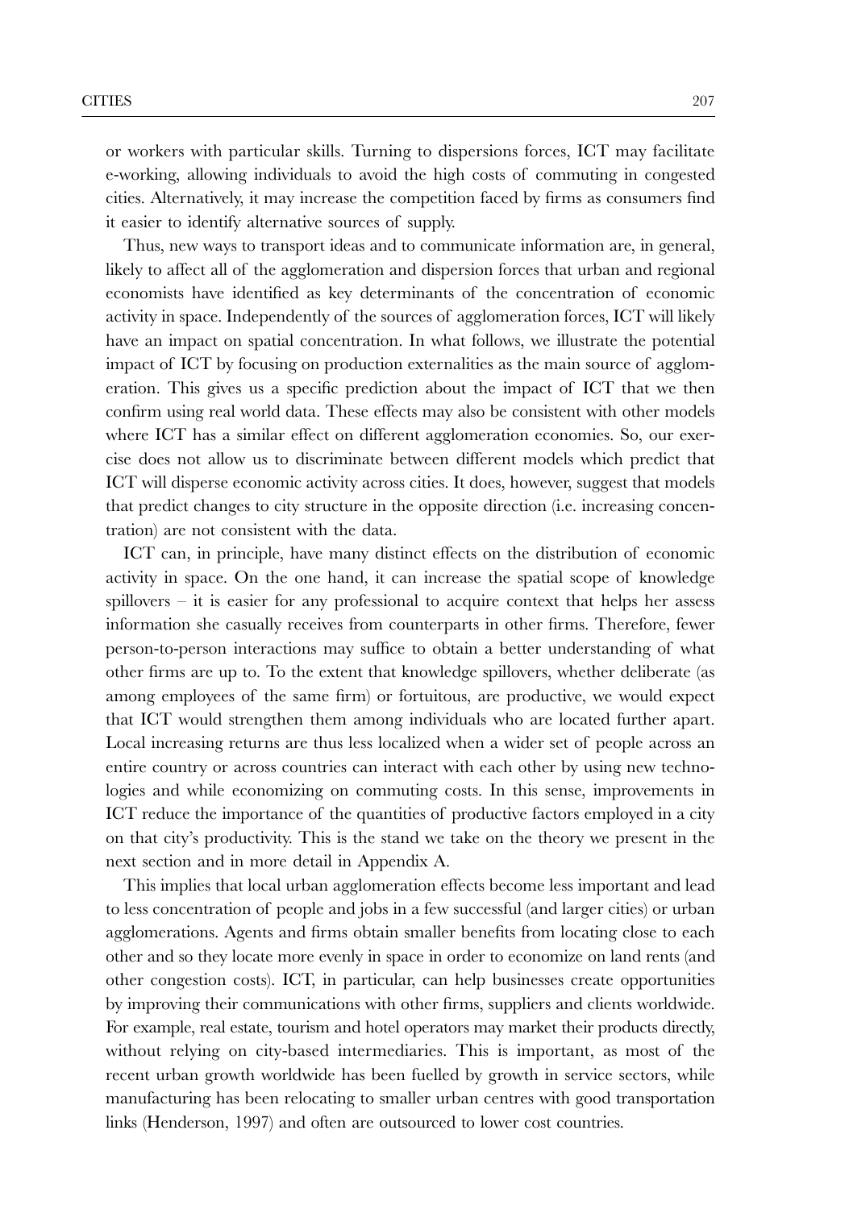or workers with particular skills. Turning to dispersions forces, ICT may facilitate e-working, allowing individuals to avoid the high costs of commuting in congested cities. Alternatively, it may increase the competition faced by firms as consumers find it easier to identify alternative sources of supply.

Thus, new ways to transport ideas and to communicate information are, in general, likely to affect all of the agglomeration and dispersion forces that urban and regional economists have identified as key determinants of the concentration of economic activity in space. Independently of the sources of agglomeration forces, ICT will likely have an impact on spatial concentration. In what follows, we illustrate the potential impact of ICT by focusing on production externalities as the main source of agglomeration. This gives us a specific prediction about the impact of ICT that we then confirm using real world data. These effects may also be consistent with other models where ICT has a similar effect on different agglomeration economies. So, our exercise does not allow us to discriminate between different models which predict that ICT will disperse economic activity across cities. It does, however, suggest that models that predict changes to city structure in the opposite direction (i.e. increasing concentration) are not consistent with the data.

ICT can, in principle, have many distinct effects on the distribution of economic activity in space. On the one hand, it can increase the spatial scope of knowledge spillovers – it is easier for any professional to acquire context that helps her assess information she casually receives from counterparts in other firms. Therefore, fewer person-to-person interactions may suffice to obtain a better understanding of what other firms are up to. To the extent that knowledge spillovers, whether deliberate (as among employees of the same firm) or fortuitous, are productive, we would expect that ICT would strengthen them among individuals who are located further apart. Local increasing returns are thus less localized when a wider set of people across an entire country or across countries can interact with each other by using new technologies and while economizing on commuting costs. In this sense, improvements in ICT reduce the importance of the quantities of productive factors employed in a city on that city's productivity. This is the stand we take on the theory we present in the next section and in more detail in Appendix A.

This implies that local urban agglomeration effects become less important and lead to less concentration of people and jobs in a few successful (and larger cities) or urban agglomerations. Agents and firms obtain smaller benefits from locating close to each other and so they locate more evenly in space in order to economize on land rents (and other congestion costs). ICT, in particular, can help businesses create opportunities by improving their communications with other firms, suppliers and clients worldwide. For example, real estate, tourism and hotel operators may market their products directly, without relying on city-based intermediaries. This is important, as most of the recent urban growth worldwide has been fuelled by growth in service sectors, while manufacturing has been relocating to smaller urban centres with good transportation links (Henderson, 1997) and often are outsourced to lower cost countries.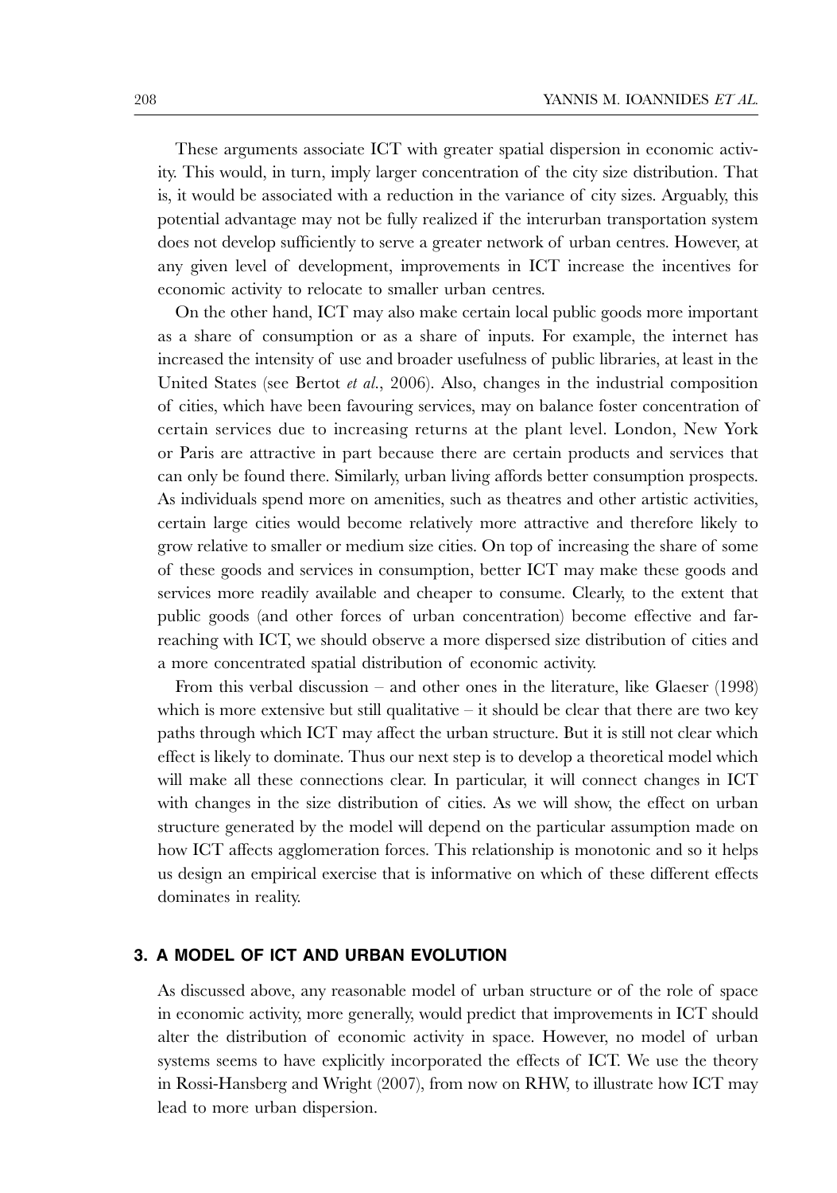These arguments associate ICT with greater spatial dispersion in economic activity. This would, in turn, imply larger concentration of the city size distribution. That is, it would be associated with a reduction in the variance of city sizes. Arguably, this potential advantage may not be fully realized if the interurban transportation system does not develop sufficiently to serve a greater network of urban centres. However, at any given level of development, improvements in ICT increase the incentives for economic activity to relocate to smaller urban centres.

On the other hand, ICT may also make certain local public goods more important as a share of consumption or as a share of inputs. For example, the internet has increased the intensity of use and broader usefulness of public libraries, at least in the United States (see Bertot *et al.*, 2006). Also, changes in the industrial composition of cities, which have been favouring services, may on balance foster concentration of certain services due to increasing returns at the plant level. London, New York or Paris are attractive in part because there are certain products and services that can only be found there. Similarly, urban living affords better consumption prospects. As individuals spend more on amenities, such as theatres and other artistic activities, certain large cities would become relatively more attractive and therefore likely to grow relative to smaller or medium size cities. On top of increasing the share of some of these goods and services in consumption, better ICT may make these goods and services more readily available and cheaper to consume. Clearly, to the extent that public goods (and other forces of urban concentration) become effective and far-reaching with ICT, we should observe a more dispersed size distribution of cities and a more concentrated spatial distribution of economic activity.

From this verbal discussion – and other ones in the literature, like Glaeser (1998) which is more extensive but still qualitative – it should be clear that there are two key paths through which ICT may affect the urban structure. But it is still not clear which effect is likely to dominate. Thus our next step is to develop a theoretical model which will make all these connections clear. In particular, it will connect changes in ICT with changes in the size distribution of cities. As we will show, the effect on urban structure generated by the model will depend on the particular assumption made on how ICT affects agglomeration forces. This relationship is monotonic and so it helps us design an empirical exercise that is informative on which of these different effects dominates in reality.

## 3. A MODEL OF ICT AND URBAN EVOLUTION

As discussed above, any reasonable model of urban structure or of the role of space in economic activity, more generally, would predict that improvements in ICT should alter the distribution of economic activity in space. However, no model of urban systems seems to have explicitly incorporated the effects of ICT. We use the theory in Rossi-Hansberg and Wright (2007), from now on RHW, to illustrate how ICT may lead to more urban dispersion.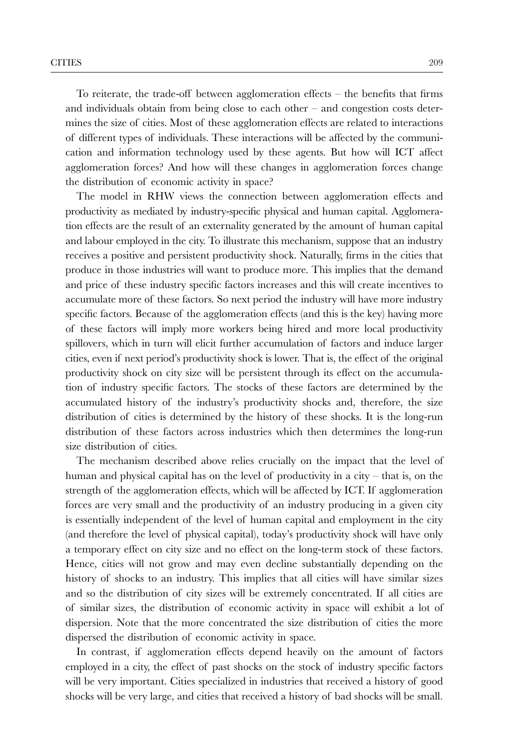To reiterate, the trade-off between agglomeration effects – the benefits that firms and individuals obtain from being close to each other – and congestion costs determines the size of cities. Most of these agglomeration effects are related to interactions of different types of individuals. These interactions will be affected by the communication and information technology used by these agents. But how will ICT affect agglomeration forces? And how will these changes in agglomeration forces change the distribution of economic activity in space?

The model in RHW views the connection between agglomeration effects and productivity as mediated by industry-specific physical and human capital. Agglomeration effects are the result of an externality generated by the amount of human capital and labour employed in the city. To illustrate this mechanism, suppose that an industry receives a positive and persistent productivity shock. Naturally, firms in the cities that produce in those industries will want to produce more. This implies that the demand and price of these industry specific factors increases and this will create incentives to accumulate more of these factors. So next period the industry will have more industry specific factors. Because of the agglomeration effects (and this is the key) having more of these factors will imply more workers being hired and more local productivity spillovers, which in turn will elicit further accumulation of factors and induce larger cities, even if next period's productivity shock is lower. That is, the effect of the original productivity shock on city size will be persistent through its effect on the accumulation of industry specific factors. The stocks of these factors are determined by the accumulated history of the industry's productivity shocks and, therefore, the size distribution of cities is determined by the history of these shocks. It is the long-run distribution of these factors across industries which then determines the long-run size distribution of cities.

The mechanism described above relies crucially on the impact that the level of human and physical capital has on the level of productivity in a city – that is, on the strength of the agglomeration effects, which will be affected by ICT. If agglomeration forces are very small and the productivity of an industry producing in a given city is essentially independent of the level of human capital and employment in the city (and therefore the level of physical capital), today's productivity shock will have only a temporary effect on city size and no effect on the long-term stock of these factors. Hence, cities will not grow and may even decline substantially depending on the history of shocks to an industry. This implies that all cities will have similar sizes and so the distribution of city sizes will be extremely concentrated. If all cities are of similar sizes, the distribution of economic activity in space will exhibit a lot of dispersion. Note that the more concentrated the size distribution of cities the more dispersed the distribution of economic activity in space.

In contrast, if agglomeration effects depend heavily on the amount of factors employed in a city, the effect of past shocks on the stock of industry specific factors will be very important. Cities specialized in industries that received a history of good shocks will be very large, and cities that received a history of bad shocks will be small.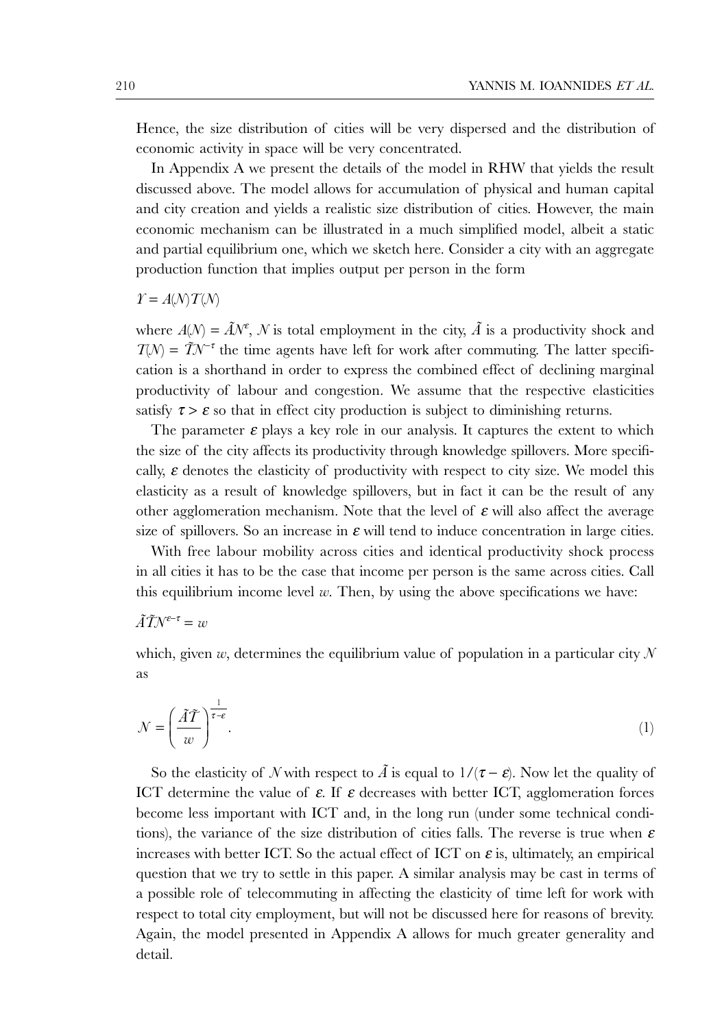Hence, the size distribution of cities will be very dispersed and the distribution of economic activity in space will be very concentrated.

In Appendix A we present the details of the model in RHW that yields the result discussed above. The model allows for accumulation of physical and human capital and city creation and yields a realistic size distribution of cities. However, the main economic mechanism can be illustrated in a much simplified model, albeit a static and partial equilibrium one, which we sketch here. Consider a city with an aggregate production function that implies output per person in the form

$$Y = A(N)T(N)$$

where $A(N) = \tilde{A}N^{\varepsilon}$, $N$ is total employment in the city, $\tilde{A}$ is a productivity shock and $T(N) = \tilde{T}N^{-\tau}$ the time agents have left for work after commuting. The latter specification is a shorthand in order to express the combined effect of declining marginal productivity of labour and congestion. We assume that the respective elasticities satisfy $\tau > \varepsilon$ so that in effect city production is subject to diminishing returns.

The parameter $\varepsilon$ plays a key role in our analysis. It captures the extent to which the size of the city affects its productivity through knowledge spillovers. More specifically, $\varepsilon$ denotes the elasticity of productivity with respect to city size. We model this elasticity as a result of knowledge spillovers, but in fact it can be the result of any other agglomeration mechanism. Note that the level of $\varepsilon$ will also affect the average size of spillovers. So an increase in $\varepsilon$ will tend to induce concentration in large cities.

With free labour mobility across cities and identical productivity shock process in all cities it has to be the case that income per person is the same across cities. Call this equilibrium income level $w$. Then, by using the above specifications we have:

$$\tilde{A}\tilde{T}N^{\varepsilon-\tau} = w$$

which, given $w$, determines the equilibrium value of population in a particular city $N$ as

$$N = \left(\frac{\tilde{A}\tilde{T}}{w}\right)^{\frac{1}{\tau-\varepsilon}}. \tag{1}$$

So the elasticity of $N$ with respect to $\tilde{A}$ is equal to $1/(\tau - \varepsilon)$. Now let the quality of ICT determine the value of $\varepsilon$. If $\varepsilon$ decreases with better ICT, agglomeration forces become less important with ICT and, in the long run (under some technical conditions), the variance of the size distribution of cities falls. The reverse is true when $\varepsilon$ increases with better ICT. So the actual effect of ICT on $\varepsilon$ is, ultimately, an empirical question that we try to settle in this paper. A similar analysis may be cast in terms of a possible role of telecommuting in affecting the elasticity of time left for work with respect to total city employment, but will not be discussed here for reasons of brevity. Again, the model presented in Appendix A allows for much greater generality and detail.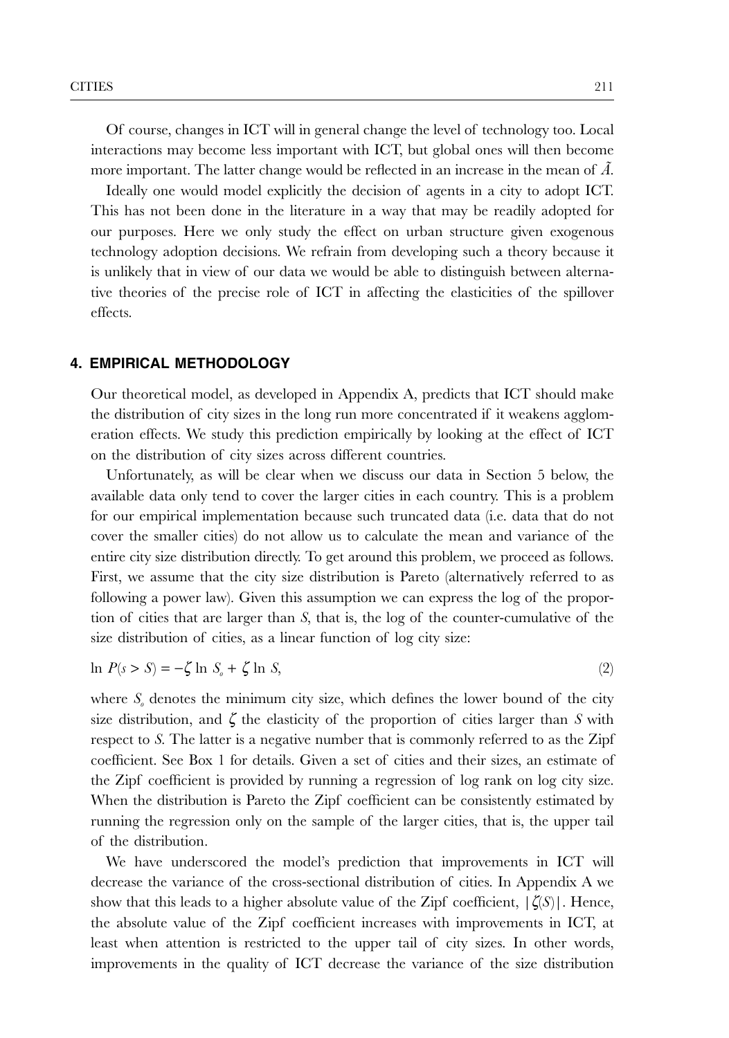Of course, changes in ICT will in general change the level of technology too. Local interactions may become less important with ICT, but global ones will then become more important. The latter change would be reflected in an increase in the mean of $\tilde{A}$.

Ideally one would model explicitly the decision of agents in a city to adopt ICT. This has not been done in the literature in a way that may be readily adopted for our purposes. Here we only study the effect on urban structure given exogenous technology adoption decisions. We refrain from developing such a theory because it is unlikely that in view of our data we would be able to distinguish between alternative theories of the precise role of ICT in affecting the elasticities of the spillover effects.

## 4. EMPIRICAL METHODOLOGY

Our theoretical model, as developed in Appendix A, predicts that ICT should make the distribution of city sizes in the long run more concentrated if it weakens agglomeration effects. We study this prediction empirically by looking at the effect of ICT on the distribution of city sizes across different countries.

Unfortunately, as will be clear when we discuss our data in Section 5 below, the available data only tend to cover the larger cities in each country. This is a problem for our empirical implementation because such truncated data (i.e. data that do not cover the smaller cities) do not allow us to calculate the mean and variance of the entire city size distribution directly. To get around this problem, we proceed as follows. First, we assume that the city size distribution is Pareto (alternatively referred to as following a power law). Given this assumption we can express the log of the proportion of cities that are larger than $S$, that is, the log of the counter-cumulative of the size distribution of cities, as a linear function of log city size:

$$\ln P(s > S) = -\zeta \ln S_o + \zeta \ln S, \tag{2}$$

where $S_o$ denotes the minimum city size, which defines the lower bound of the city size distribution, and $\zeta$ the elasticity of the proportion of cities larger than $S$ with respect to $S$. The latter is a negative number that is commonly referred to as the Zipf coefficient. See Box 1 for details. Given a set of cities and their sizes, an estimate of the Zipf coefficient is provided by running a regression of log rank on log city size. When the distribution is Pareto the Zipf coefficient can be consistently estimated by running the regression only on the sample of the larger cities, that is, the upper tail of the distribution.

We have underscored the model's prediction that improvements in ICT will decrease the variance of the cross-sectional distribution of cities. In Appendix A we show that this leads to a higher absolute value of the Zipf coefficient, $|\zeta(S)|$. Hence, the absolute value of the Zipf coefficient increases with improvements in ICT, at least when attention is restricted to the upper tail of city sizes. In other words, improvements in the quality of ICT decrease the variance of the size distribution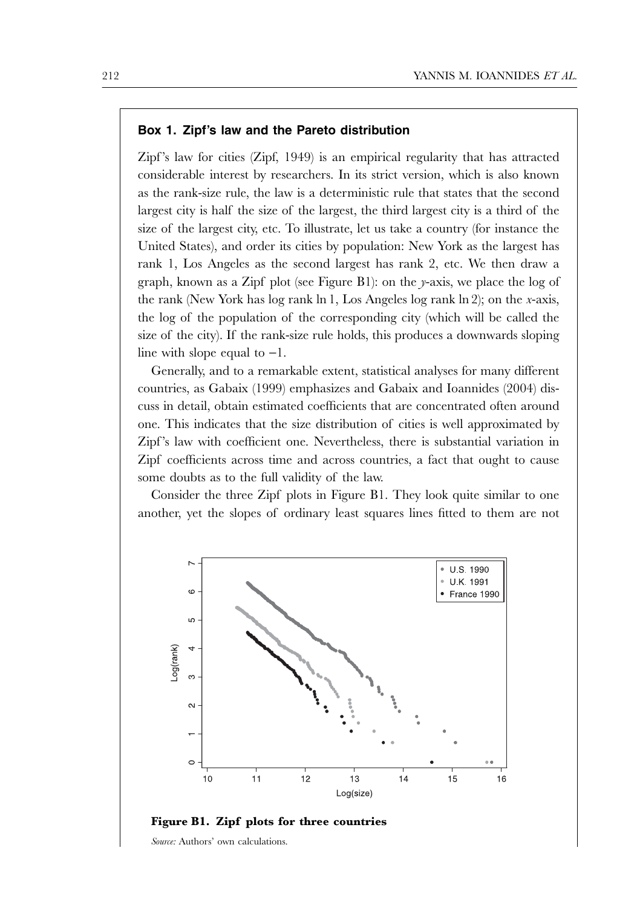### Box 1. Zipf's law and the Pareto distribution

Zipf's law for cities (Zipf, 1949) is an empirical regularity that has attracted considerable interest by researchers. In its strict version, which is also known as the rank-size rule, the law is a deterministic rule that states that the second largest city is half the size of the largest, the third largest city is a third of the size of the largest city, etc. To illustrate, let us take a country (for instance the United States), and order its cities by population: New York as the largest has rank 1, Los Angeles as the second largest has rank 2, etc. We then draw a graph, known as a Zipf plot (see Figure B1): on the *y*-axis, we place the log of the rank (New York has log rank ln 1, Los Angeles log rank ln 2); on the *x*-axis, the log of the population of the corresponding city (which will be called the size of the city). If the rank-size rule holds, this produces a downwards sloping line with slope equal to −1.

Generally, and to a remarkable extent, statistical analyses for many different countries, as Gabaix (1999) emphasizes and Gabaix and Ioannides (2004) discuss in detail, obtain estimated coefficients that are concentrated often around one. This indicates that the size distribution of cities is well approximated by Zipf's law with coefficient one. Nevertheless, there is substantial variation in Zipf coefficients across time and across countries, a fact that ought to cause some doubts as to the full validity of the law.

Consider the three Zipf plots in Figure B1. They look quite similar to one another, yet the slopes of ordinary least squares lines fitted to them are not

**Figure B1. Zipf plots for three countries**

*Source:* Authors' own calculations.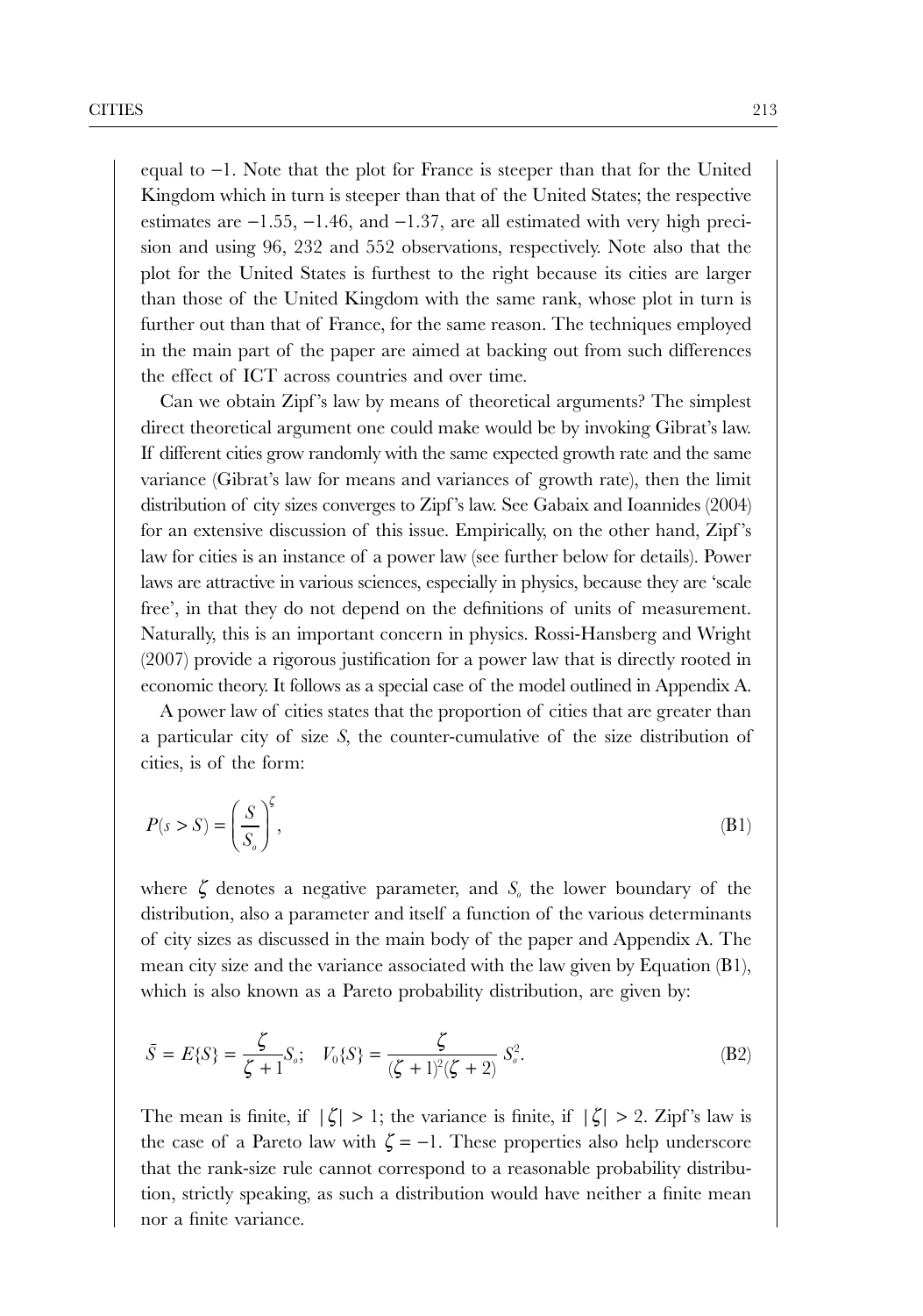equal to −1. Note that the plot for France is steeper than that for the United Kingdom which in turn is steeper than that of the United States; the respective estimates are −1.55, −1.46, and −1.37, are all estimated with very high precision and using 96, 232 and 552 observations, respectively. Note also that the plot for the United States is furthest to the right because its cities are larger than those of the United Kingdom with the same rank, whose plot in turn is further out than that of France, for the same reason. The techniques employed in the main part of the paper are aimed at backing out from such differences the effect of ICT across countries and over time.

Can we obtain Zipf's law by means of theoretical arguments? The simplest direct theoretical argument one could make would be by invoking Gibrat's law. If different cities grow randomly with the same expected growth rate and the same variance (Gibrat's law for means and variances of growth rate), then the limit distribution of city sizes converges to Zipf's law. See Gabaix and Ioannides (2004) for an extensive discussion of this issue. Empirically, on the other hand, Zipf's law for cities is an instance of a power law (see further below for details). Power laws are attractive in various sciences, especially in physics, because they are 'scale free', in that they do not depend on the definitions of units of measurement. Naturally, this is an important concern in physics. Rossi-Hansberg and Wright (2007) provide a rigorous justification for a power law that is directly rooted in economic theory. It follows as a special case of the model outlined in Appendix A.

A power law of cities states that the proportion of cities that are greater than a particular city of size $S$, the counter-cumulative of the size distribution of cities, is of the form:

$$P(s > S) = \left(\frac{S}{S_o}\right)^{\zeta}, \tag{B1}$$

where $\zeta$ denotes a negative parameter, and $S_o$ the lower boundary of the distribution, also a parameter and itself a function of the various determinants of city sizes as discussed in the main body of the paper and Appendix A. The mean city size and the variance associated with the law given by Equation (B1), which is also known as a Pareto probability distribution, are given by:

$$\bar{S} = E\{S\} = \frac{\zeta}{\zeta + 1} S_o; \quad V_0\{S\} = \frac{\zeta}{(\zeta + 1)^2(\zeta + 2)} S_o^2. \tag{B2}$$

The mean is finite, if $|\zeta| > 1$; the variance is finite, if $|\zeta| > 2$. Zipf's law is the case of a Pareto law with $\zeta = -1$. These properties also help underscore that the rank-size rule cannot correspond to a reasonable probability distribution, strictly speaking, as such a distribution would have neither a finite mean nor a finite variance.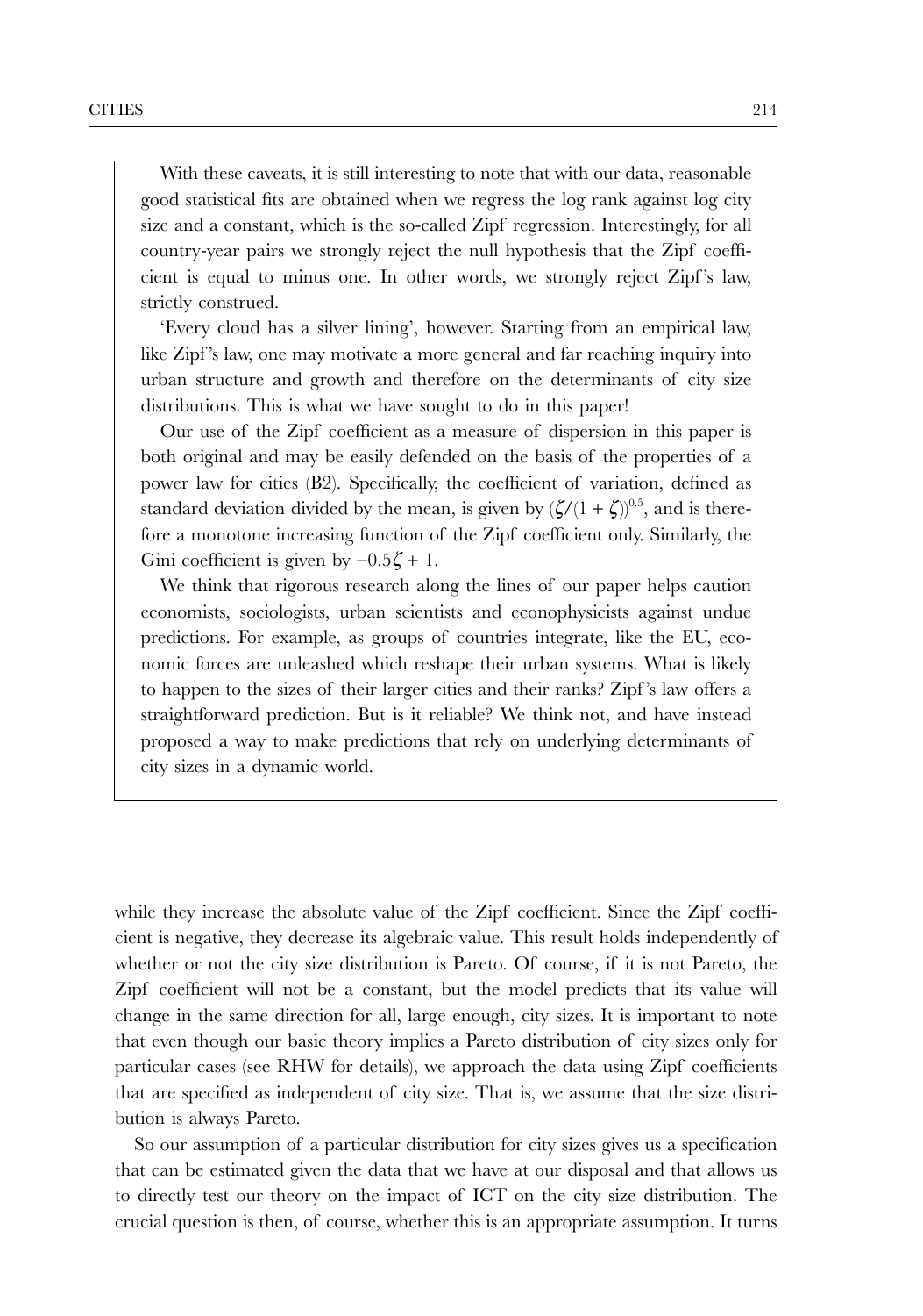With these caveats, it is still interesting to note that with our data, reasonable good statistical fits are obtained when we regress the log rank against log city size and a constant, which is the so-called Zipf regression. Interestingly, for all country-year pairs we strongly reject the null hypothesis that the Zipf coefficient is equal to minus one. In other words, we strongly reject Zipf's law, strictly construed.

'Every cloud has a silver lining', however. Starting from an empirical law, like Zipf's law, one may motivate a more general and far reaching inquiry into urban structure and growth and therefore on the determinants of city size distributions. This is what we have sought to do in this paper!

Our use of the Zipf coefficient as a measure of dispersion in this paper is both original and may be easily defended on the basis of the properties of a power law for cities (B2). Specifically, the coefficient of variation, defined as standard deviation divided by the mean, is given by $(\zeta/(1+\zeta))^{0.5}$, and is therefore a monotone increasing function of the Zipf coefficient only. Similarly, the Gini coefficient is given by $-0.5\zeta + 1$.

We think that rigorous research along the lines of our paper helps caution economists, sociologists, urban scientists and econophysicists against undue predictions. For example, as groups of countries integrate, like the EU, economic forces are unleashed which reshape their urban systems. What is likely to happen to the sizes of their larger cities and their ranks? Zipf's law offers a straightforward prediction. But is it reliable? We think not, and have instead proposed a way to make predictions that rely on underlying determinants of city sizes in a dynamic world.

while they increase the absolute value of the Zipf coefficient. Since the Zipf coefficient is negative, they decrease its algebraic value. This result holds independently of whether or not the city size distribution is Pareto. Of course, if it is not Pareto, the Zipf coefficient will not be a constant, but the model predicts that its value will change in the same direction for all, large enough, city sizes. It is important to note that even though our basic theory implies a Pareto distribution of city sizes only for particular cases (see RHW for details), we approach the data using Zipf coefficients that are specified as independent of city size. That is, we assume that the size distribution is always Pareto.

So our assumption of a particular distribution for city sizes gives us a specification that can be estimated given the data that we have at our disposal and that allows us to directly test our theory on the impact of ICT on the city size distribution. The crucial question is then, of course, whether this is an appropriate assumption. It turns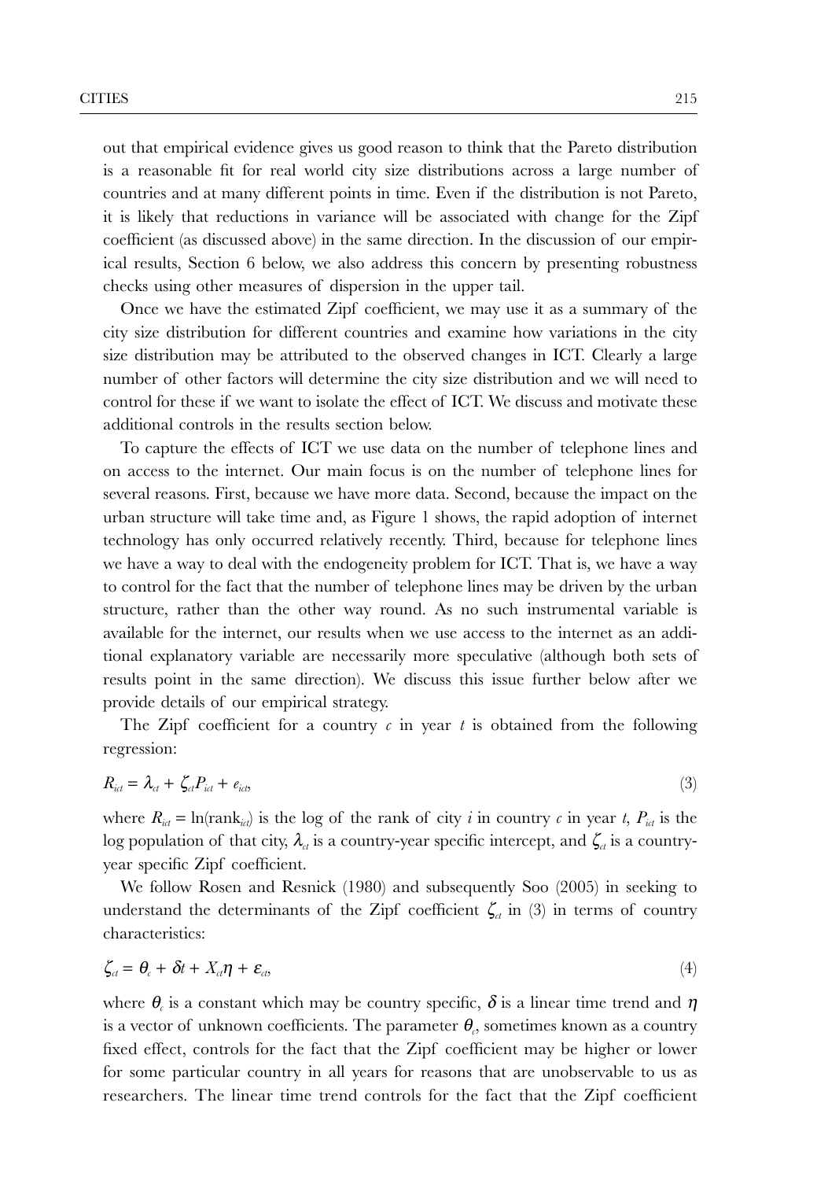out that empirical evidence gives us good reason to think that the Pareto distribution is a reasonable fit for real world city size distributions across a large number of countries and at many different points in time. Even if the distribution is not Pareto, it is likely that reductions in variance will be associated with change for the Zipf coefficient (as discussed above) in the same direction. In the discussion of our empirical results, Section 6 below, we also address this concern by presenting robustness checks using other measures of dispersion in the upper tail.

Once we have the estimated Zipf coefficient, we may use it as a summary of the city size distribution for different countries and examine how variations in the city size distribution may be attributed to the observed changes in ICT. Clearly a large number of other factors will determine the city size distribution and we will need to control for these if we want to isolate the effect of ICT. We discuss and motivate these additional controls in the results section below.

To capture the effects of ICT we use data on the number of telephone lines and on access to the internet. Our main focus is on the number of telephone lines for several reasons. First, because we have more data. Second, because the impact on the urban structure will take time and, as Figure 1 shows, the rapid adoption of internet technology has only occurred relatively recently. Third, because for telephone lines we have a way to deal with the endogeneity problem for ICT. That is, we have a way to control for the fact that the number of telephone lines may be driven by the urban structure, rather than the other way round. As no such instrumental variable is available for the internet, our results when we use access to the internet as an additional explanatory variable are necessarily more speculative (although both sets of results point in the same direction). We discuss this issue further below after we provide details of our empirical strategy.

The Zipf coefficient for a country $c$ in year $t$ is obtained from the following regression:

$$R_{ict} = \lambda_{ct} + \zeta_{ct} P_{ict} + e_{ict}, \tag{3}$$

where $R_{ict} = \ln(\text{rank}_{ict})$ is the log of the rank of city $i$ in country $c$ in year $t$, $P_{ict}$ is the log population of that city, $\lambda_{ct}$ is a country-year specific intercept, and $\zeta_{ct}$ is a country-year specific Zipf coefficient.

We follow Rosen and Resnick (1980) and subsequently Soo (2005) in seeking to understand the determinants of the Zipf coefficient $\zeta_{ct}$ in (3) in terms of country characteristics:

$$\zeta_{ct} = \theta_c + \delta t + X_{ct}\eta + \varepsilon_{ct}, \tag{4}$$

where $\theta_c$ is a constant which may be country specific, $\delta$ is a linear time trend and $\eta$ is a vector of unknown coefficients. The parameter $\theta_c$, sometimes known as a country fixed effect, controls for the fact that the Zipf coefficient may be higher or lower for some particular country in all years for reasons that are unobservable to us as researchers. The linear time trend controls for the fact that the Zipf coefficient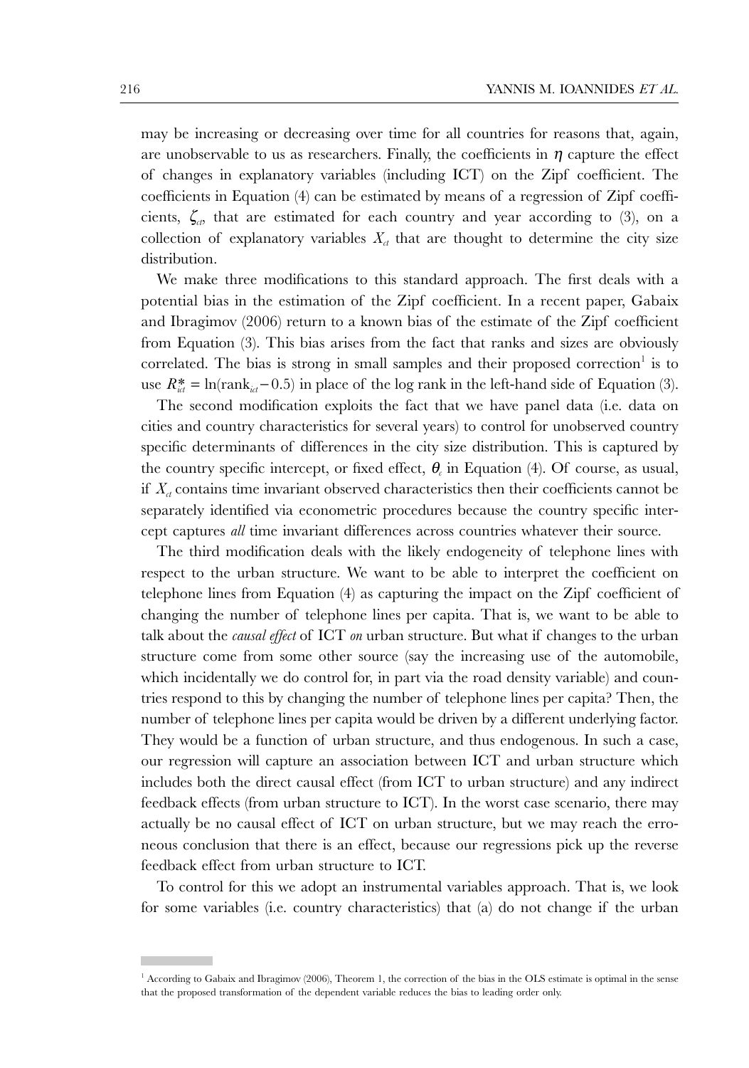may be increasing or decreasing over time for all countries for reasons that, again, are unobservable to us as researchers. Finally, the coefficients in $\eta$ capture the effect of changes in explanatory variables (including ICT) on the Zipf coefficient. The coefficients in Equation (4) can be estimated by means of a regression of Zipf coefficients, $\zeta_{ct}$, that are estimated for each country and year according to (3), on a collection of explanatory variables $X_{ct}$ that are thought to determine the city size distribution.

We make three modifications to this standard approach. The first deals with a potential bias in the estimation of the Zipf coefficient. In a recent paper, Gabaix and Ibragimov (2006) return to a known bias of the estimate of the Zipf coefficient from Equation (3). This bias arises from the fact that ranks and sizes are obviously correlated. The bias is strong in small samples and their proposed correction[1] is to use $R^*_{ict} = \ln(\text{rank}_{ict} - 0.5)$ in place of the log rank in the left-hand side of Equation (3).

The second modification exploits the fact that we have panel data (i.e. data on cities and country characteristics for several years) to control for unobserved country specific determinants of differences in the city size distribution. This is captured by the country specific intercept, or fixed effect, $\theta_c$ in Equation (4). Of course, as usual, if $X_{ct}$ contains time invariant observed characteristics then their coefficients cannot be separately identified via econometric procedures because the country specific intercept captures *all* time invariant differences across countries whatever their source.

The third modification deals with the likely endogeneity of telephone lines with respect to the urban structure. We want to be able to interpret the coefficient on telephone lines from Equation (4) as capturing the impact on the Zipf coefficient of changing the number of telephone lines per capita. That is, we want to be able to talk about the *causal effect* of ICT *on* urban structure. But what if changes to the urban structure come from some other source (say the increasing use of the automobile, which incidentally we do control for, in part via the road density variable) and countries respond to this by changing the number of telephone lines per capita? Then, the number of telephone lines per capita would be driven by a different underlying factor. They would be a function of urban structure, and thus endogenous. In such a case, our regression will capture an association between ICT and urban structure which includes both the direct causal effect (from ICT to urban structure) and any indirect feedback effects (from urban structure to ICT). In the worst case scenario, there may actually be no causal effect of ICT on urban structure, but we may reach the erroneous conclusion that there is an effect, because our regressions pick up the reverse feedback effect from urban structure to ICT.

To control for this we adopt an instrumental variables approach. That is, we look for some variables (i.e. country characteristics) that (a) do not change if the urban

[1] According to Gabaix and Ibragimov (2006), Theorem 1, the correction of the bias in the OLS estimate is optimal in the sense that the proposed transformation of the dependent variable reduces the bias to leading order only.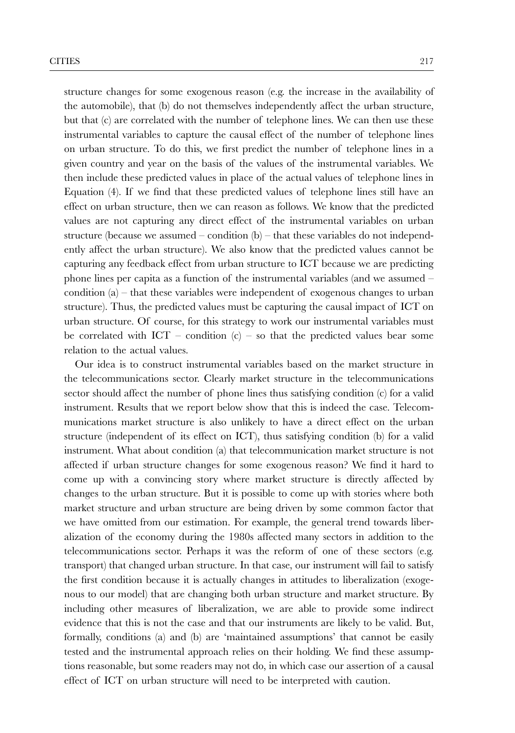structure changes for some exogenous reason (e.g. the increase in the availability of the automobile), that (b) do not themselves independently affect the urban structure, but that (c) are correlated with the number of telephone lines. We can then use these instrumental variables to capture the causal effect of the number of telephone lines on urban structure. To do this, we first predict the number of telephone lines in a given country and year on the basis of the values of the instrumental variables. We then include these predicted values in place of the actual values of telephone lines in Equation (4). If we find that these predicted values of telephone lines still have an effect on urban structure, then we can reason as follows. We know that the predicted values are not capturing any direct effect of the instrumental variables on urban structure (because we assumed – condition (b) – that these variables do not independently affect the urban structure). We also know that the predicted values cannot be capturing any feedback effect from urban structure to ICT because we are predicting phone lines per capita as a function of the instrumental variables (and we assumed – condition (a) – that these variables were independent of exogenous changes to urban structure). Thus, the predicted values must be capturing the causal impact of ICT on urban structure. Of course, for this strategy to work our instrumental variables must be correlated with ICT – condition (c) – so that the predicted values bear some relation to the actual values.

Our idea is to construct instrumental variables based on the market structure in the telecommunications sector. Clearly market structure in the telecommunications sector should affect the number of phone lines thus satisfying condition (c) for a valid instrument. Results that we report below show that this is indeed the case. Telecommunications market structure is also unlikely to have a direct effect on the urban structure (independent of its effect on ICT), thus satisfying condition (b) for a valid instrument. What about condition (a) that telecommunication market structure is not affected if urban structure changes for some exogenous reason? We find it hard to come up with a convincing story where market structure is directly affected by changes to the urban structure. But it is possible to come up with stories where both market structure and urban structure are being driven by some common factor that we have omitted from our estimation. For example, the general trend towards liberalization of the economy during the 1980s affected many sectors in addition to the telecommunications sector. Perhaps it was the reform of one of these sectors (e.g. transport) that changed urban structure. In that case, our instrument will fail to satisfy the first condition because it is actually changes in attitudes to liberalization (exogenous to our model) that are changing both urban structure and market structure. By including other measures of liberalization, we are able to provide some indirect evidence that this is not the case and that our instruments are likely to be valid. But, formally, conditions (a) and (b) are 'maintained assumptions' that cannot be easily tested and the instrumental approach relies on their holding. We find these assumptions reasonable, but some readers may not do, in which case our assertion of a causal effect of ICT on urban structure will need to be interpreted with caution.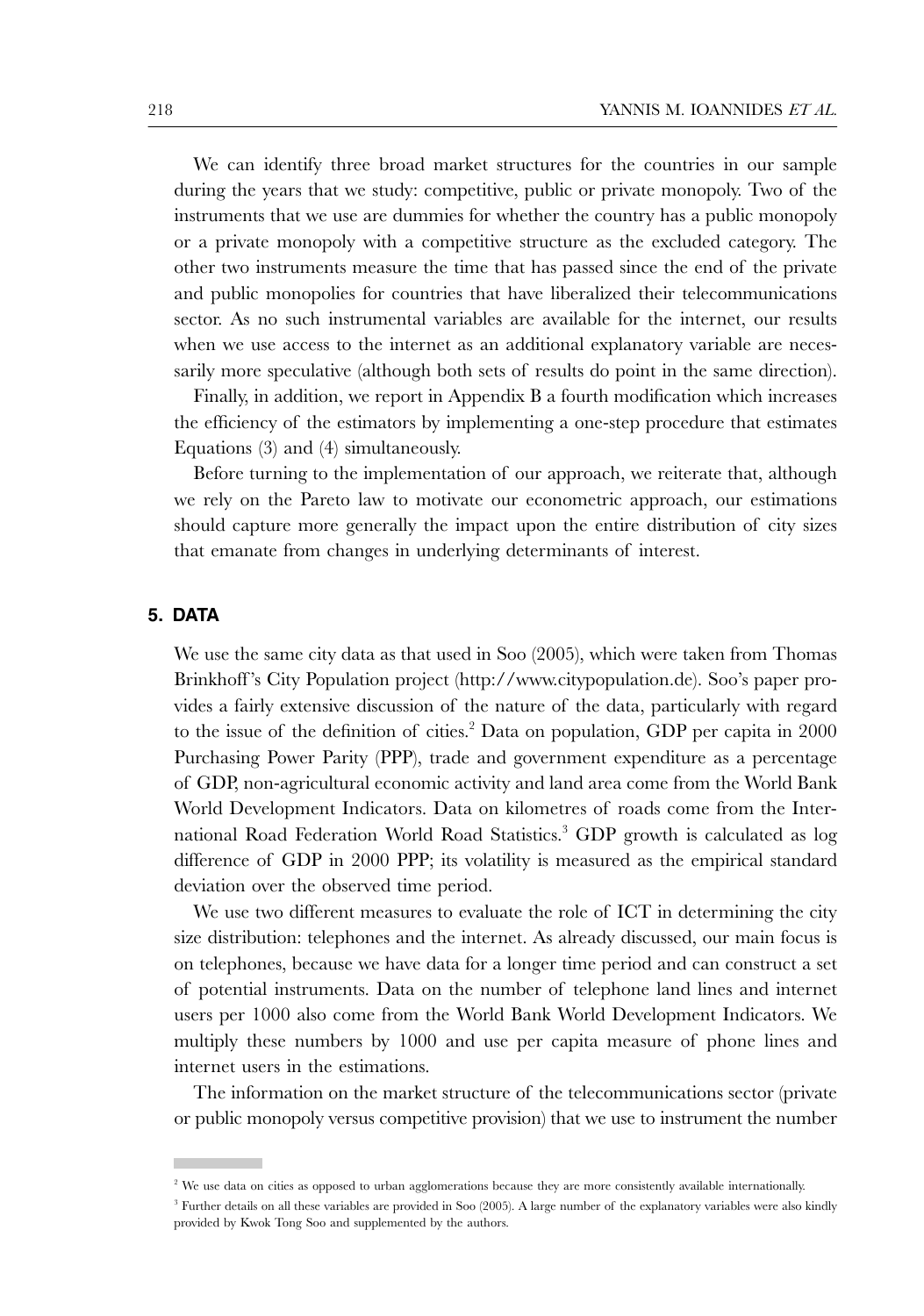We can identify three broad market structures for the countries in our sample during the years that we study: competitive, public or private monopoly. Two of the instruments that we use are dummies for whether the country has a public monopoly or a private monopoly with a competitive structure as the excluded category. The other two instruments measure the time that has passed since the end of the private and public monopolies for countries that have liberalized their telecommunications sector. As no such instrumental variables are available for the internet, our results when we use access to the internet as an additional explanatory variable are necessarily more speculative (although both sets of results do point in the same direction).

Finally, in addition, we report in Appendix B a fourth modification which increases the efficiency of the estimators by implementing a one-step procedure that estimates Equations (3) and (4) simultaneously.

Before turning to the implementation of our approach, we reiterate that, although we rely on the Pareto law to motivate our econometric approach, our estimations should capture more generally the impact upon the entire distribution of city sizes that emanate from changes in underlying determinants of interest.

## 5. DATA

We use the same city data as that used in Soo (2005), which were taken from Thomas Brinkhoff's City Population project (http://www.citypopulation.de). Soo's paper provides a fairly extensive discussion of the nature of the data, particularly with regard to the issue of the definition of cities.[2] Data on population, GDP per capita in 2000 Purchasing Power Parity (PPP), trade and government expenditure as a percentage of GDP, non-agricultural economic activity and land area come from the World Bank World Development Indicators. Data on kilometres of roads come from the International Road Federation World Road Statistics.[3] GDP growth is calculated as log difference of GDP in 2000 PPP; its volatility is measured as the empirical standard deviation over the observed time period.

We use two different measures to evaluate the role of ICT in determining the city size distribution: telephones and the internet. As already discussed, our main focus is on telephones, because we have data for a longer time period and can construct a set of potential instruments. Data on the number of telephone land lines and internet users per 1000 also come from the World Bank World Development Indicators. We multiply these numbers by 1000 and use per capita measure of phone lines and internet users in the estimations.

The information on the market structure of the telecommunications sector (private or public monopoly versus competitive provision) that we use to instrument the number

---

[2] We use data on cities as opposed to urban agglomerations because they are more consistently available internationally.

[3] Further details on all these variables are provided in Soo (2005). A large number of the explanatory variables were also kindly provided by Kwok Tong Soo and supplemented by the authors.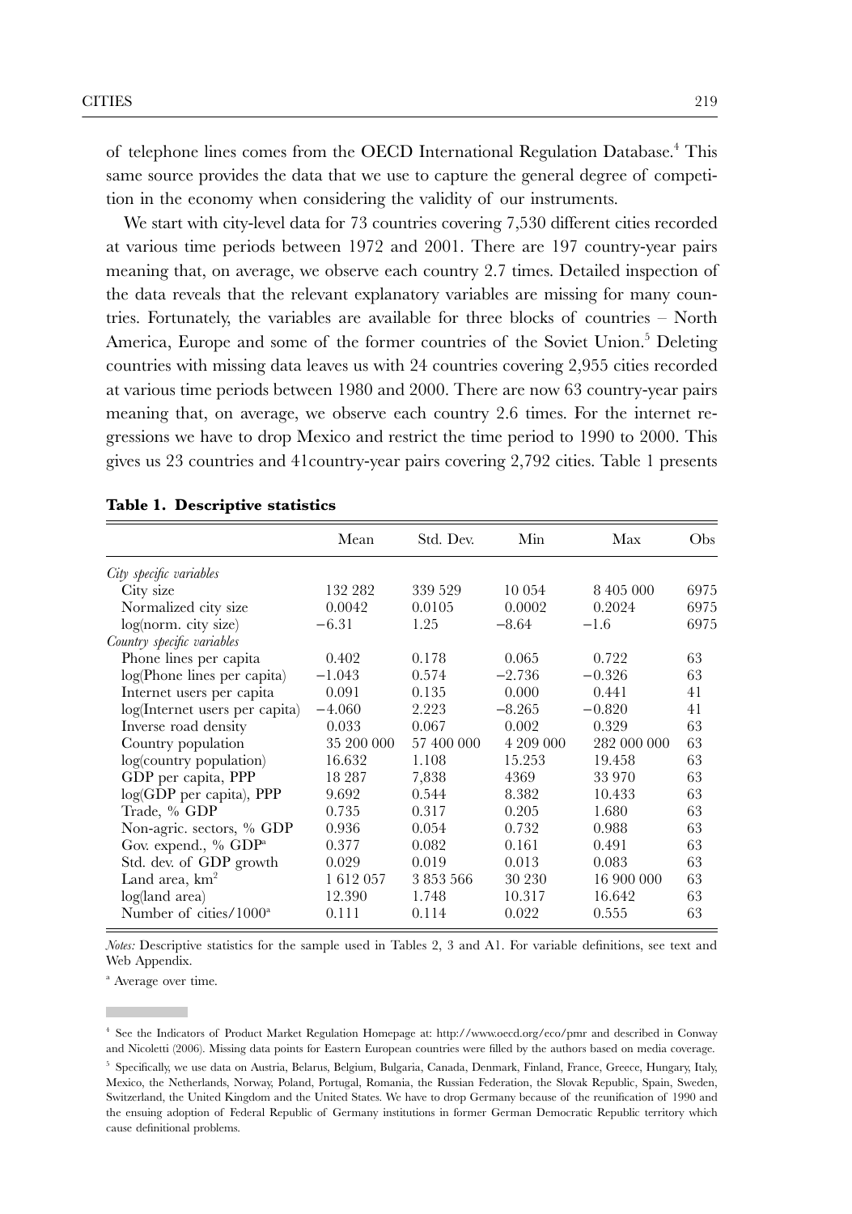of telephone lines comes from the OECD International Regulation Database.[4] This same source provides the data that we use to capture the general degree of competition in the economy when considering the validity of our instruments.

We start with city-level data for 73 countries covering 7,530 different cities recorded at various time periods between 1972 and 2001. There are 197 country-year pairs meaning that, on average, we observe each country 2.7 times. Detailed inspection of the data reveals that the relevant explanatory variables are missing for many countries. Fortunately, the variables are available for three blocks of countries – North America, Europe and some of the former countries of the Soviet Union.[5] Deleting countries with missing data leaves us with 24 countries covering 2,955 cities recorded at various time periods between 1980 and 2000. There are now 63 country-year pairs meaning that, on average, we observe each country 2.6 times. For the internet regressions we have to drop Mexico and restrict the time period to 1990 to 2000. This gives us 23 countries and 41country-year pairs covering 2,792 cities. Table 1 presents

**Table 1. Descriptive statistics**

| | Mean | Std. Dev. | Min | Max | Obs |
|---|---|---|---|---|---|
| *City specific variables* | | | | | |
| City size | 132 282 | 339 529 | 10 054 | 8 405 000 | 6975 |
| Normalized city size | 0.0042 | 0.0105 | 0.0002 | 0.2024 | 6975 |
| log(norm. city size) | −6.31 | 1.25 | −8.64 | −1.6 | 6975 |
| *Country specific variables* | | | | | |
| Phone lines per capita | 0.402 | 0.178 | 0.065 | 0.722 | 63 |
| log(Phone lines per capita) | −1.043 | 0.574 | −2.736 | −0.326 | 63 |
| Internet users per capita | 0.091 | 0.135 | 0.000 | 0.441 | 41 |
| log(Internet users per capita) | −4.060 | 2.223 | −8.265 | −0.820 | 41 |
| Inverse road density | 0.033 | 0.067 | 0.002 | 0.329 | 63 |
| Country population | 35 200 000 | 57 400 000 | 4 209 000 | 282 000 000 | 63 |
| log(country population) | 16.632 | 1.108 | 15.253 | 19.458 | 63 |
| GDP per capita, PPP | 18 287 | 7,838 | 4369 | 33 970 | 63 |
| log(GDP per capita), PPP | 9.692 | 0.544 | 8.382 | 10.433 | 63 |
| Trade, % GDP | 0.735 | 0.317 | 0.205 | 1.680 | 63 |
| Non-agric. sectors, % GDP | 0.936 | 0.054 | 0.732 | 0.988 | 63 |
| Gov. expend., % GDP[a] | 0.377 | 0.082 | 0.161 | 0.491 | 63 |
| Std. dev. of GDP growth | 0.029 | 0.019 | 0.013 | 0.083 | 63 |
| Land area, km$^2$ | 1 612 057 | 3 853 566 | 30 230 | 16 900 000 | 63 |
| log(land area) | 12.390 | 1.748 | 10.317 | 16.642 | 63 |
| Number of cities/1000[a] | 0.111 | 0.114 | 0.022 | 0.555 | 63 |

*Notes:* Descriptive statistics for the sample used in Tables 2, 3 and A1. For variable definitions, see text and Web Appendix.

[a] Average over time.

[4] See the Indicators of Product Market Regulation Homepage at: http://www.oecd.org/eco/pmr and described in Conway and Nicoletti (2006). Missing data points for Eastern European countries were filled by the authors based on media coverage.

[5] Specifically, we use data on Austria, Belarus, Belgium, Bulgaria, Canada, Denmark, Finland, France, Greece, Hungary, Italy, Mexico, the Netherlands, Norway, Poland, Portugal, Romania, the Russian Federation, the Slovak Republic, Spain, Sweden, Switzerland, the United Kingdom and the United States. We have to drop Germany because of the reunification of 1990 and the ensuing adoption of Federal Republic of Germany institutions in former German Democratic Republic territory which cause definitional problems.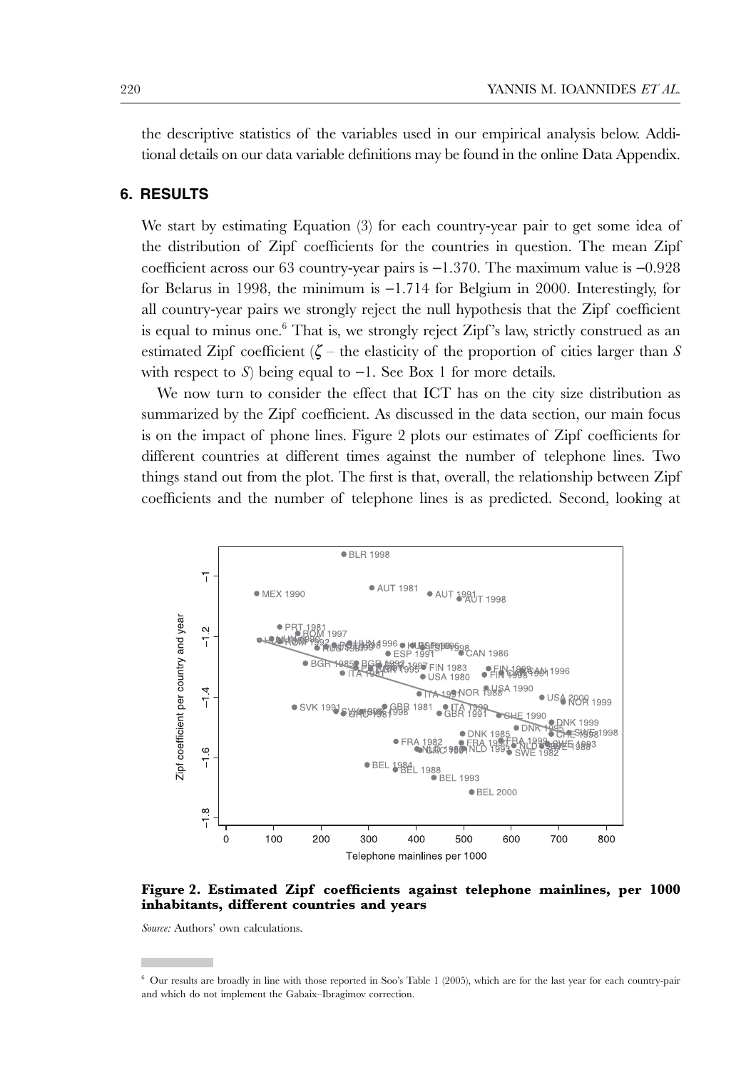the descriptive statistics of the variables used in our empirical analysis below. Additional details on our data variable definitions may be found in the online Data Appendix.

## 6. RESULTS

We start by estimating Equation (3) for each country-year pair to get some idea of the distribution of Zipf coefficients for the countries in question. The mean Zipf coefficient across our 63 country-year pairs is −1.370. The maximum value is −0.928 for Belarus in 1998, the minimum is −1.714 for Belgium in 2000. Interestingly, for all country-year pairs we strongly reject the null hypothesis that the Zipf coefficient is equal to minus one.[6] That is, we strongly reject Zipf's law, strictly construed as an estimated Zipf coefficient ($\zeta$ – the elasticity of the proportion of cities larger than $S$ with respect to $S$) being equal to −1. See Box 1 for more details.

We now turn to consider the effect that ICT has on the city size distribution as summarized by the Zipf coefficient. As discussed in the data section, our main focus is on the impact of phone lines. Figure 2 plots our estimates of Zipf coefficients for different countries at different times against the number of telephone lines. Two things stand out from the plot. The first is that, overall, the relationship between Zipf coefficients and the number of telephone lines is as predicted. Second, looking at

**Figure 2. Estimated Zipf coefficients against telephone mainlines, per 1000 inhabitants, different countries and years**

*Source:* Authors' own calculations.

[6] Our results are broadly in line with those reported in Soo's Table 1 (2005), which are for the last year for each country-pair and which do not implement the Gabaix–Ibragimov correction.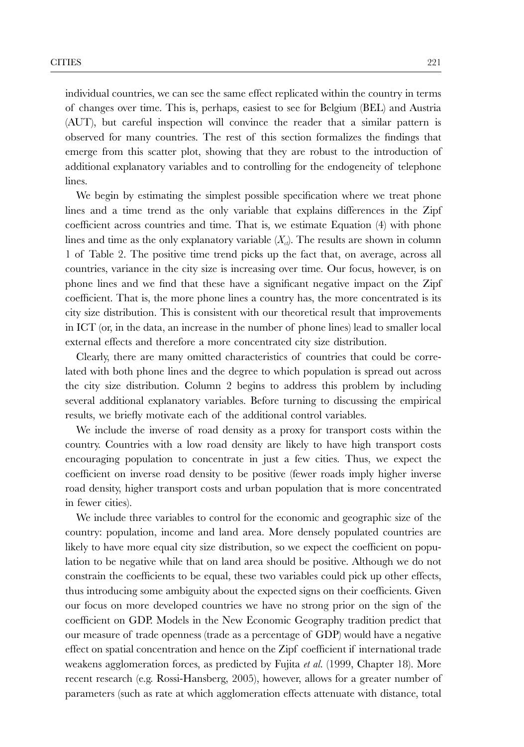individual countries, we can see the same effect replicated within the country in terms of changes over time. This is, perhaps, easiest to see for Belgium (BEL) and Austria (AUT), but careful inspection will convince the reader that a similar pattern is observed for many countries. The rest of this section formalizes the findings that emerge from this scatter plot, showing that they are robust to the introduction of additional explanatory variables and to controlling for the endogeneity of telephone lines.

We begin by estimating the simplest possible specification where we treat phone lines and a time trend as the only variable that explains differences in the Zipf coefficient across countries and time. That is, we estimate Equation (4) with phone lines and time as the only explanatory variable ($X_{ct}$). The results are shown in column 1 of Table 2. The positive time trend picks up the fact that, on average, across all countries, variance in the city size is increasing over time. Our focus, however, is on phone lines and we find that these have a significant negative impact on the Zipf coefficient. That is, the more phone lines a country has, the more concentrated is its city size distribution. This is consistent with our theoretical result that improvements in ICT (or, in the data, an increase in the number of phone lines) lead to smaller local external effects and therefore a more concentrated city size distribution.

Clearly, there are many omitted characteristics of countries that could be correlated with both phone lines and the degree to which population is spread out across the city size distribution. Column 2 begins to address this problem by including several additional explanatory variables. Before turning to discussing the empirical results, we briefly motivate each of the additional control variables.

We include the inverse of road density as a proxy for transport costs within the country. Countries with a low road density are likely to have high transport costs encouraging population to concentrate in just a few cities. Thus, we expect the coefficient on inverse road density to be positive (fewer roads imply higher inverse road density, higher transport costs and urban population that is more concentrated in fewer cities).

We include three variables to control for the economic and geographic size of the country: population, income and land area. More densely populated countries are likely to have more equal city size distribution, so we expect the coefficient on population to be negative while that on land area should be positive. Although we do not constrain the coefficients to be equal, these two variables could pick up other effects, thus introducing some ambiguity about the expected signs on their coefficients. Given our focus on more developed countries we have no strong prior on the sign of the coefficient on GDP. Models in the New Economic Geography tradition predict that our measure of trade openness (trade as a percentage of GDP) would have a negative effect on spatial concentration and hence on the Zipf coefficient if international trade weakens agglomeration forces, as predicted by Fujita *et al.* (1999, Chapter 18). More recent research (e.g. Rossi-Hansberg, 2005), however, allows for a greater number of parameters (such as rate at which agglomeration effects attenuate with distance, total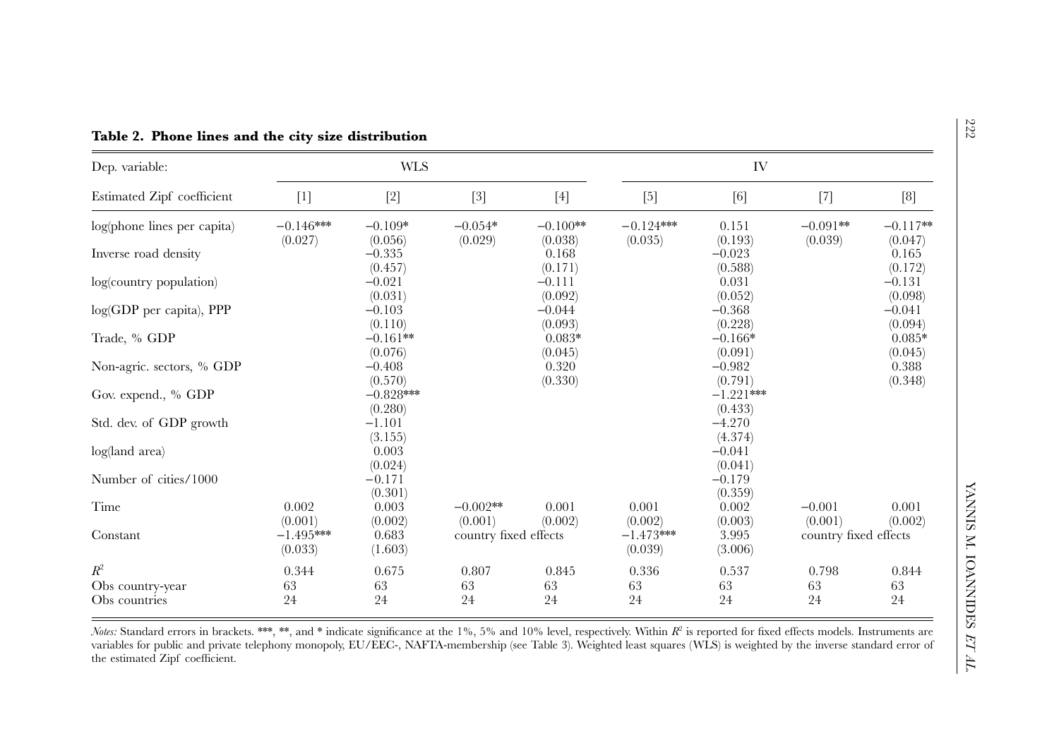**Table 2. Phone lines and the city size distribution**

| Dep. variable: | WLS | | | | IV | | | |
|---|---|---|---|---|---|---|---|---|
| Estimated Zipf coefficient | [1] | [2] | [3] | [4] | [5] | [6] | [7] | [8] |
| log(phone lines per capita) | −0.146*** | −0.109* | −0.054* | −0.100** | −0.124*** | 0.151 | −0.091** | −0.117** |
| | (0.027) | (0.056) | (0.029) | (0.038) | (0.035) | (0.193) | (0.039) | (0.047) |
| Inverse road density | | −0.335 | | 0.168 | | −0.023 | | 0.165 |
| | | (0.457) | | (0.171) | | (0.588) | | (0.172) |
| log(country population) | | −0.021 | | −0.111 | | 0.031 | | −0.131 |
| | | (0.031) | | (0.092) | | (0.052) | | (0.098) |
| log(GDP per capita), PPP | | −0.103 | | −0.044 | | −0.368 | | −0.041 |
| | | (0.110) | | (0.093) | | (0.228) | | (0.094) |
| Trade, % GDP | | −0.161** | | 0.083* | | −0.166* | | 0.085* |
| | | (0.076) | | (0.045) | | (0.091) | | (0.045) |
| Non-agric. sectors, % GDP | | −0.408 | | 0.320 | | −0.982 | | 0.388 |
| | | (0.570) | | (0.330) | | (0.791) | | (0.348) |
| Gov. expend., % GDP | | −0.828*** | | | | −1.221*** | | |
| | | (0.280) | | | | (0.433) | | |
| Std. dev. of GDP growth | | −1.101 | | | | −4.270 | | |
| | | (3.155) | | | | (4.374) | | |
| log(land area) | | 0.003 | | | | −0.041 | | |
| | | (0.024) | | | | (0.041) | | |
| Number of cities/1000 | | −0.171 | | | | −0.179 | | |
| | | (0.301) | | | | (0.359) | | |
| Time | 0.002 | 0.003 | −0.002** | 0.001 | 0.001 | 0.002 | −0.001 | 0.001 |
| | (0.001) | (0.002) | (0.001) | (0.002) | (0.002) | (0.003) | (0.001) | (0.002) |
| Constant | −1.495*** | 0.683 | country fixed effects | | −1.473*** | 3.995 | country fixed effects | |
| | (0.033) | (1.603) | | | (0.039) | (3.006) | | |
| $R^2$ | 0.344 | 0.675 | 0.807 | 0.845 | 0.336 | 0.537 | 0.798 | 0.844 |
| Obs country-year | 63 | 63 | 63 | 63 | 63 | 63 | 63 | 63 |
| Obs countries | 24 | 24 | 24 | 24 | 24 | 24 | 24 | 24 |

*Notes:* Standard errors in brackets. ***, **, and * indicate significance at the 1%, 5% and 10% level, respectively. Within $R^2$ is reported for fixed effects models. Instruments are variables for public and private telephony monopoly, EU/EEC-, NAFTA-membership (see Table 3). Weighted least squares (WLS) is weighted by the inverse standard error of the estimated Zipf coefficient.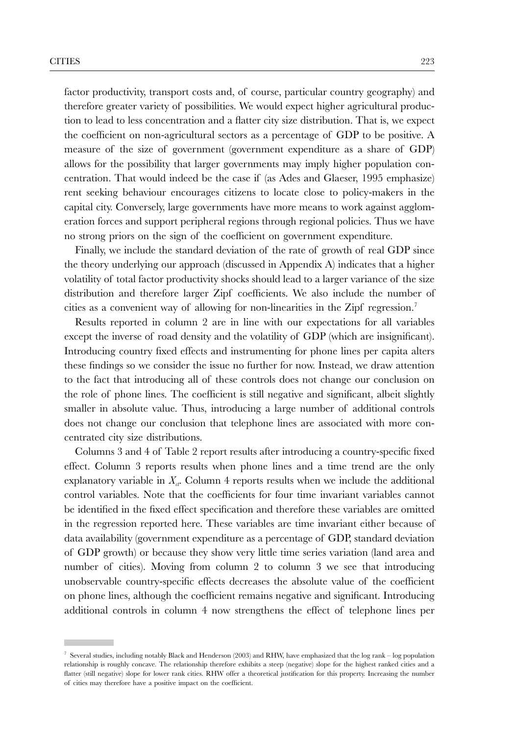factor productivity, transport costs and, of course, particular country geography) and therefore greater variety of possibilities. We would expect higher agricultural production to lead to less concentration and a flatter city size distribution. That is, we expect the coefficient on non-agricultural sectors as a percentage of GDP to be positive. A measure of the size of government (government expenditure as a share of GDP) allows for the possibility that larger governments may imply higher population concentration. That would indeed be the case if (as Ades and Glaeser, 1995 emphasize) rent seeking behaviour encourages citizens to locate close to policy-makers in the capital city. Conversely, large governments have more means to work against agglomeration forces and support peripheral regions through regional policies. Thus we have no strong priors on the sign of the coefficient on government expenditure.

Finally, we include the standard deviation of the rate of growth of real GDP since the theory underlying our approach (discussed in Appendix A) indicates that a higher volatility of total factor productivity shocks should lead to a larger variance of the size distribution and therefore larger Zipf coefficients. We also include the number of cities as a convenient way of allowing for non-linearities in the Zipf regression.[7]

Results reported in column 2 are in line with our expectations for all variables except the inverse of road density and the volatility of GDP (which are insignificant). Introducing country fixed effects and instrumenting for phone lines per capita alters these findings so we consider the issue no further for now. Instead, we draw attention to the fact that introducing all of these controls does not change our conclusion on the role of phone lines. The coefficient is still negative and significant, albeit slightly smaller in absolute value. Thus, introducing a large number of additional controls does not change our conclusion that telephone lines are associated with more concentrated city size distributions.

Columns 3 and 4 of Table 2 report results after introducing a country-specific fixed effect. Column 3 reports results when phone lines and a time trend are the only explanatory variable in $X_{ct}$. Column 4 reports results when we include the additional control variables. Note that the coefficients for four time invariant variables cannot be identified in the fixed effect specification and therefore these variables are omitted in the regression reported here. These variables are time invariant either because of data availability (government expenditure as a percentage of GDP, standard deviation of GDP growth) or because they show very little time series variation (land area and number of cities). Moving from column 2 to column 3 we see that introducing unobservable country-specific effects decreases the absolute value of the coefficient on phone lines, although the coefficient remains negative and significant. Introducing additional controls in column 4 now strengthens the effect of telephone lines per

---

[7] Several studies, including notably Black and Henderson (2003) and RHW, have emphasized that the log rank – log population relationship is roughly concave. The relationship therefore exhibits a steep (negative) slope for the highest ranked cities and a flatter (still negative) slope for lower rank cities. RHW offer a theoretical justification for this property. Increasing the number of cities may therefore have a positive impact on the coefficient.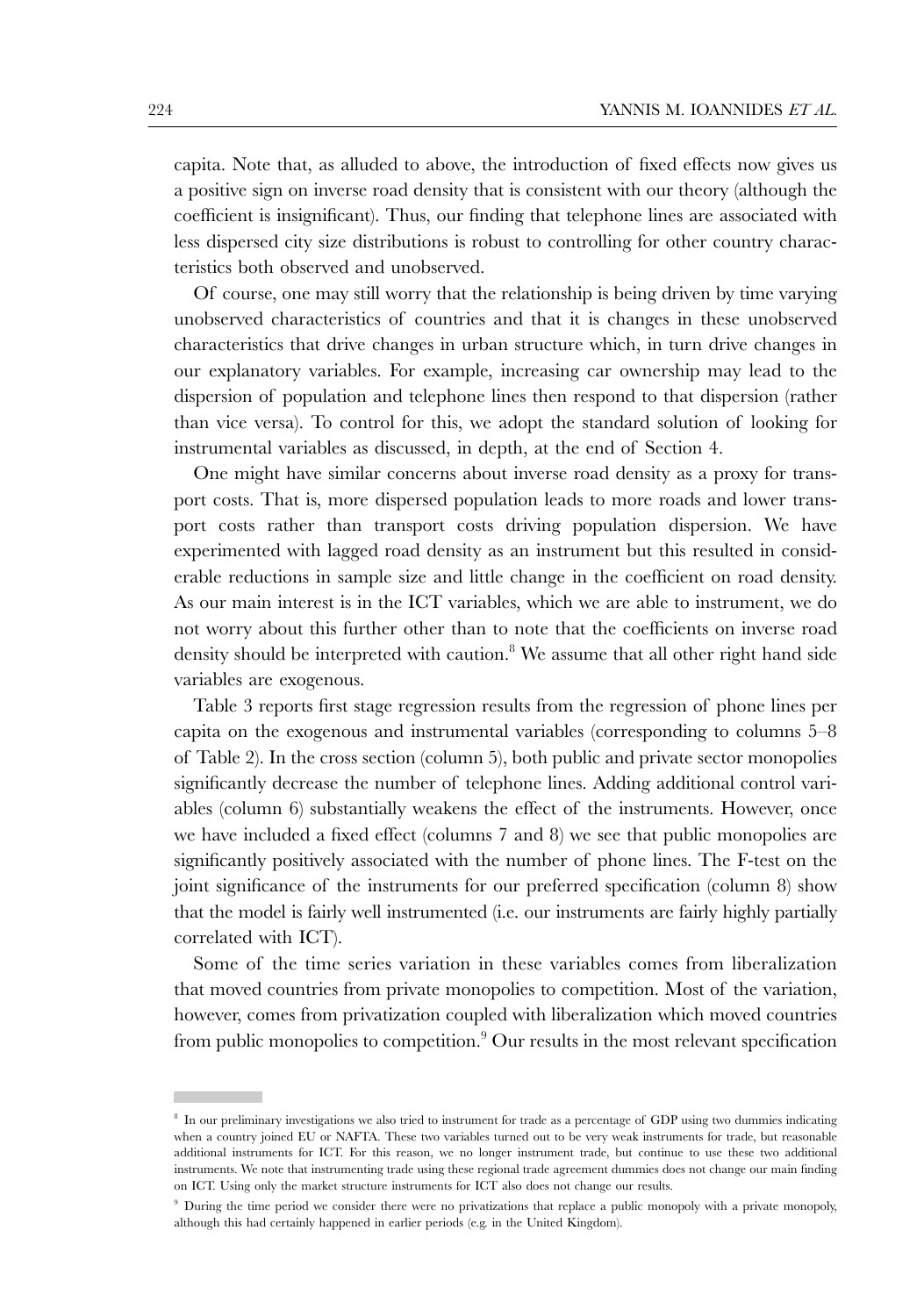capita. Note that, as alluded to above, the introduction of fixed effects now gives us a positive sign on inverse road density that is consistent with our theory (although the coefficient is insignificant). Thus, our finding that telephone lines are associated with less dispersed city size distributions is robust to controlling for other country characteristics both observed and unobserved.

Of course, one may still worry that the relationship is being driven by time varying unobserved characteristics of countries and that it is changes in these unobserved characteristics that drive changes in urban structure which, in turn drive changes in our explanatory variables. For example, increasing car ownership may lead to the dispersion of population and telephone lines then respond to that dispersion (rather than vice versa). To control for this, we adopt the standard solution of looking for instrumental variables as discussed, in depth, at the end of Section 4.

One might have similar concerns about inverse road density as a proxy for transport costs. That is, more dispersed population leads to more roads and lower transport costs rather than transport costs driving population dispersion. We have experimented with lagged road density as an instrument but this resulted in considerable reductions in sample size and little change in the coefficient on road density. As our main interest is in the ICT variables, which we are able to instrument, we do not worry about this further other than to note that the coefficients on inverse road density should be interpreted with caution.[8] We assume that all other right hand side variables are exogenous.

Table 3 reports first stage regression results from the regression of phone lines per capita on the exogenous and instrumental variables (corresponding to columns 5–8 of Table 2). In the cross section (column 5), both public and private sector monopolies significantly decrease the number of telephone lines. Adding additional control variables (column 6) substantially weakens the effect of the instruments. However, once we have included a fixed effect (columns 7 and 8) we see that public monopolies are significantly positively associated with the number of phone lines. The F-test on the joint significance of the instruments for our preferred specification (column 8) show that the model is fairly well instrumented (i.e. our instruments are fairly highly partially correlated with ICT).

Some of the time series variation in these variables comes from liberalization that moved countries from private monopolies to competition. Most of the variation, however, comes from privatization coupled with liberalization which moved countries from public monopolies to competition.[9] Our results in the most relevant specification

---

[8] In our preliminary investigations we also tried to instrument for trade as a percentage of GDP using two dummies indicating when a country joined EU or NAFTA. These two variables turned out to be very weak instruments for trade, but reasonable additional instruments for ICT. For this reason, we no longer instrument trade, but continue to use these two additional instruments. We note that instrumenting trade using these regional trade agreement dummies does not change our main finding on ICT. Using only the market structure instruments for ICT also does not change our results.

[9] During the time period we consider there were no privatizations that replace a public monopoly with a private monopoly, although this had certainly happened in earlier periods (e.g. in the United Kingdom).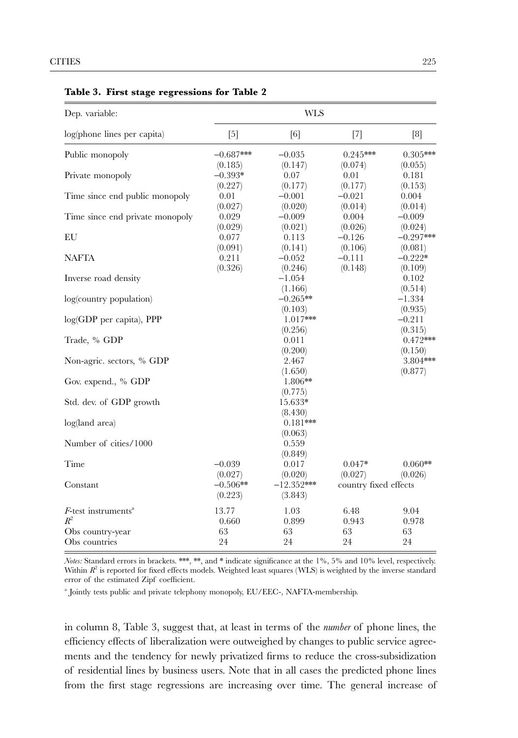**Table 3. First stage regressions for Table 2**

| Dep. variable: | WLS | | | |
|---|---|---|---|---|
| log(phone lines per capita) | [5] | [6] | [7] | [8] |
| Public monopoly | −0.687*** | −0.035 | 0.245*** | 0.305*** |
| | (0.185) | (0.147) | (0.074) | (0.055) |
| Private monopoly | −0.393* | 0.07 | 0.01 | 0.181 |
| | (0.227) | (0.177) | (0.177) | (0.153) |
| Time since end public monopoly | 0.01 | −0.001 | −0.021 | 0.004 |
| | (0.027) | (0.020) | (0.014) | (0.014) |
| Time since end private monopoly | 0.029 | −0.009 | 0.004 | −0.009 |
| | (0.029) | (0.021) | (0.026) | (0.024) |
| EU | 0.077 | 0.113 | −0.126 | −0.297*** |
| | (0.091) | (0.141) | (0.106) | (0.081) |
| NAFTA | 0.211 | −0.052 | −0.111 | −0.222* |
| | (0.326) | (0.246) | (0.148) | (0.109) |
| Inverse road density | | −1.054 | | 0.102 |
| | | (1.166) | | (0.514) |
| log(country population) | | −0.265** | | −1.334 |
| | | (0.103) | | (0.935) |
| log(GDP per capita), PPP | | 1.017*** | | −0.211 |
| | | (0.256) | | (0.315) |
| Trade, % GDP | | 0.011 | | 0.472*** |
| | | (0.200) | | (0.150) |
| Non-agric. sectors, % GDP | | 2.467 | | 3.804*** |
| | | (1.650) | | (0.877) |
| Gov. expend., % GDP | | 1.806** | | |
| | | (0.775) | | |
| Std. dev. of GDP growth | | 15.633* | | |
| | | (8.430) | | |
| log(land area) | | 0.181*** | | |
| | | (0.063) | | |
| Number of cities/1000 | | 0.559 | | |
| | | (0.849) | | |
| Time | −0.039 | 0.017 | 0.047* | 0.060** |
| | (0.027) | (0.020) | (0.027) | (0.026) |
| Constant | −0.506** | −12.352*** | country fixed effects | |
| | (0.223) | (3.843) | | |
| $F$-test instruments[a] | 13.77 | 1.03 | 6.48 | 9.04 |
| $R^2$ | 0.660 | 0.899 | 0.943 | 0.978 |
| Obs country-year | 63 | 63 | 63 | 63 |
| Obs countries | 24 | 24 | 24 | 24 |

*Notes:* Standard errors in brackets. ***, **, and * indicate significance at the 1%, 5% and 10% level, respectively. Within $R^2$ is reported for fixed effects models. Weighted least squares (WLS) is weighted by the inverse standard error of the estimated Zipf coefficient.

[a] Jointly tests public and private telephony monopoly, EU/EEC-, NAFTA-membership.

in column 8, Table 3, suggest that, at least in terms of the *number* of phone lines, the efficiency effects of liberalization were outweighed by changes to public service agreements and the tendency for newly privatized firms to reduce the cross-subsidization of residential lines by business users. Note that in all cases the predicted phone lines from the first stage regressions are increasing over time. The general increase of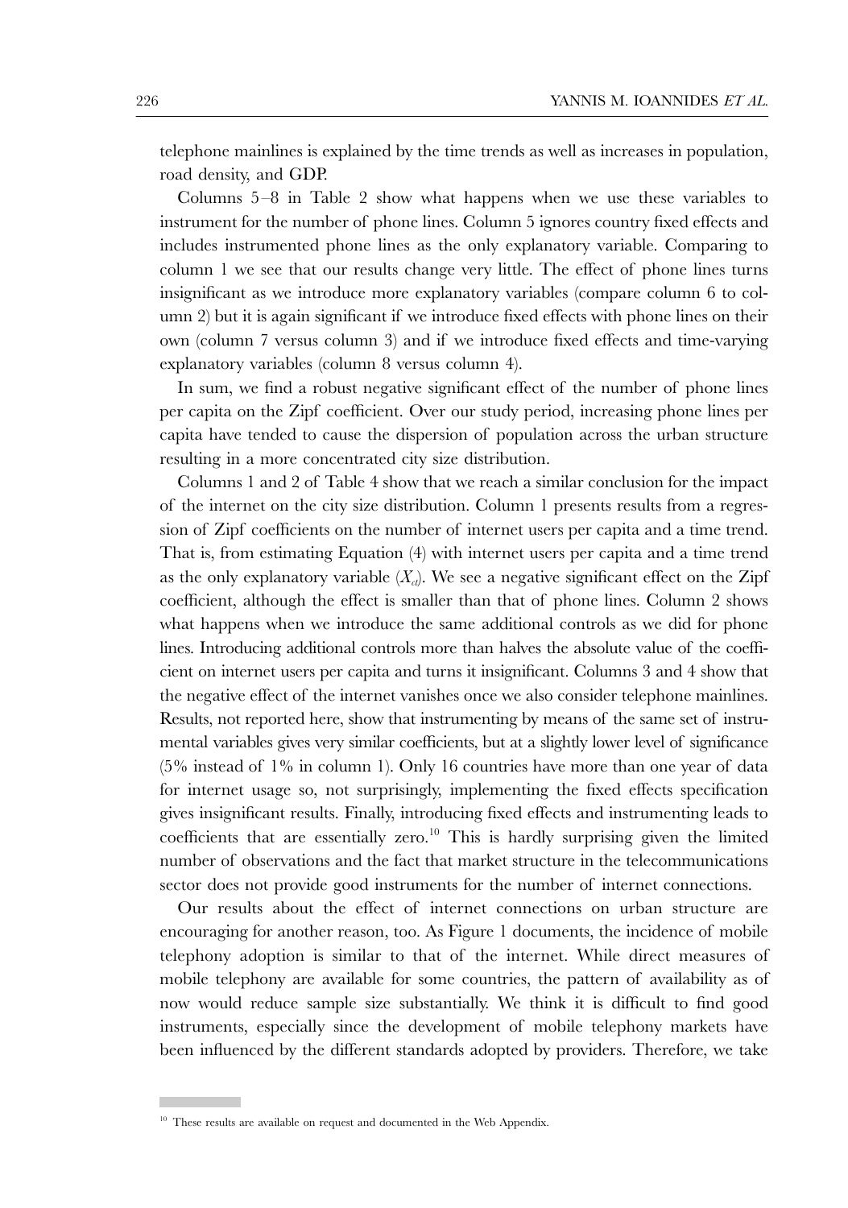telephone mainlines is explained by the time trends as well as increases in population, road density, and GDP.

Columns 5–8 in Table 2 show what happens when we use these variables to instrument for the number of phone lines. Column 5 ignores country fixed effects and includes instrumented phone lines as the only explanatory variable. Comparing to column 1 we see that our results change very little. The effect of phone lines turns insignificant as we introduce more explanatory variables (compare column 6 to column 2) but it is again significant if we introduce fixed effects with phone lines on their own (column 7 versus column 3) and if we introduce fixed effects and time-varying explanatory variables (column 8 versus column 4).

In sum, we find a robust negative significant effect of the number of phone lines per capita on the Zipf coefficient. Over our study period, increasing phone lines per capita have tended to cause the dispersion of population across the urban structure resulting in a more concentrated city size distribution.

Columns 1 and 2 of Table 4 show that we reach a similar conclusion for the impact of the internet on the city size distribution. Column 1 presents results from a regression of Zipf coefficients on the number of internet users per capita and a time trend. That is, from estimating Equation (4) with internet users per capita and a time trend as the only explanatory variable ($X_{ct}$). We see a negative significant effect on the Zipf coefficient, although the effect is smaller than that of phone lines. Column 2 shows what happens when we introduce the same additional controls as we did for phone lines. Introducing additional controls more than halves the absolute value of the coefficient on internet users per capita and turns it insignificant. Columns 3 and 4 show that the negative effect of the internet vanishes once we also consider telephone mainlines. Results, not reported here, show that instrumenting by means of the same set of instrumental variables gives very similar coefficients, but at a slightly lower level of significance (5% instead of 1% in column 1). Only 16 countries have more than one year of data for internet usage so, not surprisingly, implementing the fixed effects specification gives insignificant results. Finally, introducing fixed effects and instrumenting leads to coefficients that are essentially zero.[10] This is hardly surprising given the limited number of observations and the fact that market structure in the telecommunications sector does not provide good instruments for the number of internet connections.

Our results about the effect of internet connections on urban structure are encouraging for another reason, too. As Figure 1 documents, the incidence of mobile telephony adoption is similar to that of the internet. While direct measures of mobile telephony are available for some countries, the pattern of availability as of now would reduce sample size substantially. We think it is difficult to find good instruments, especially since the development of mobile telephony markets have been influenced by the different standards adopted by providers. Therefore, we take

[10] These results are available on request and documented in the Web Appendix.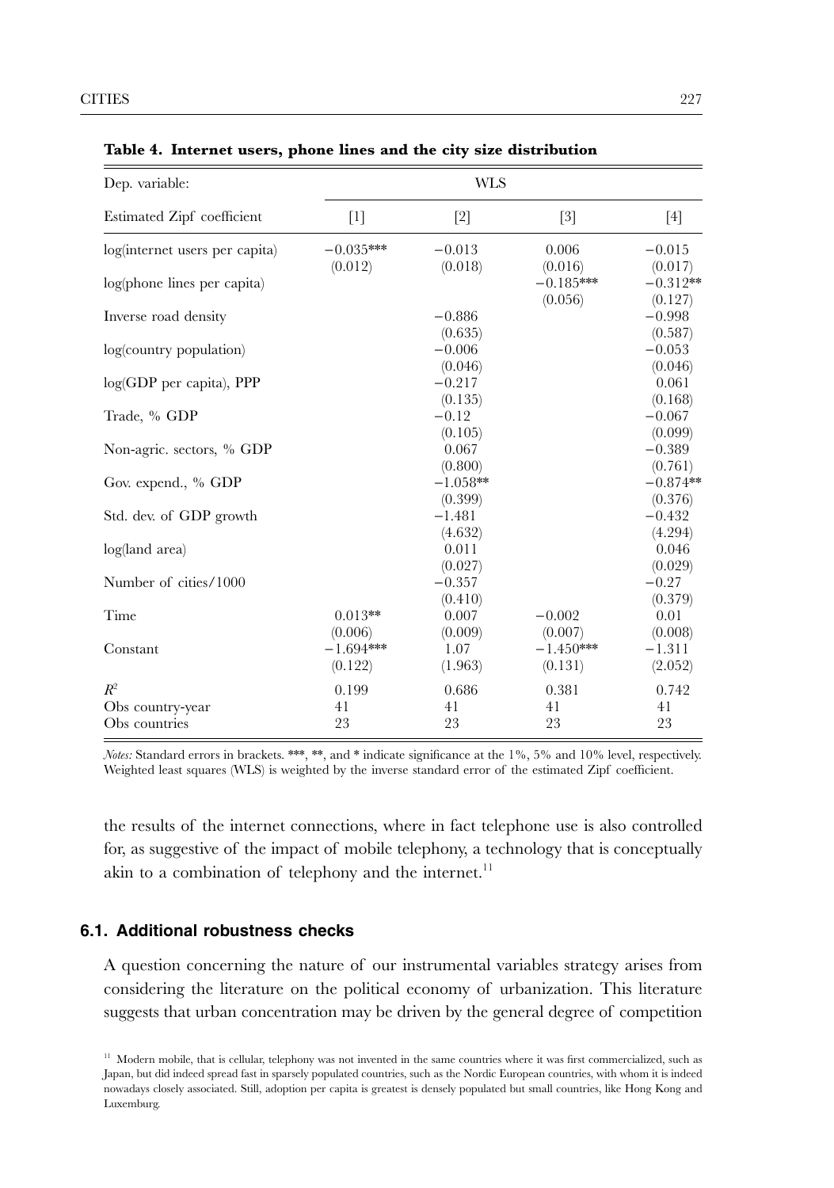**Table 4. Internet users, phone lines and the city size distribution**

| Dep. variable: | WLS | | | |
|---|---|---|---|---|
| Estimated Zipf coefficient | [1] | [2] | [3] | [4] |
| log(internet users per capita) | −0.035*** | −0.013 | 0.006 | −0.015 |
| | (0.012) | (0.018) | (0.016) | (0.017) |
| log(phone lines per capita) | | | −0.185*** | −0.312** |
| | | | (0.056) | (0.127) |
| Inverse road density | | −0.886 | | −0.998 |
| | | (0.635) | | (0.587) |
| log(country population) | | −0.006 | | −0.053 |
| | | (0.046) | | (0.046) |
| log(GDP per capita), PPP | | −0.217 | | 0.061 |
| | | (0.135) | | (0.168) |
| Trade, % GDP | | −0.12 | | −0.067 |
| | | (0.105) | | (0.099) |
| Non-agric. sectors, % GDP | | 0.067 | | −0.389 |
| | | (0.800) | | (0.761) |
| Gov. expend., % GDP | | −1.058** | | −0.874** |
| | | (0.399) | | (0.376) |
| Std. dev. of GDP growth | | −1.481 | | −0.432 |
| | | (4.632) | | (4.294) |
| log(land area) | | 0.011 | | 0.046 |
| | | (0.027) | | (0.029) |
| Number of cities/1000 | | −0.357 | | −0.27 |
| | | (0.410) | | (0.379) |
| Time | 0.013** | 0.007 | −0.002 | 0.01 |
| | (0.006) | (0.009) | (0.007) | (0.008) |
| Constant | −1.694*** | 1.07 | −1.450*** | −1.311 |
| | (0.122) | (1.963) | (0.131) | (2.052) |
| $R^2$ | 0.199 | 0.686 | 0.381 | 0.742 |
| Obs country-year | 41 | 41 | 41 | 41 |
| Obs countries | 23 | 23 | 23 | 23 |

*Notes:* Standard errors in brackets. ***, **, and * indicate significance at the 1%, 5% and 10% level, respectively. Weighted least squares (WLS) is weighted by the inverse standard error of the estimated Zipf coefficient.

the results of the internet connections, where in fact telephone use is also controlled for, as suggestive of the impact of mobile telephony, a technology that is conceptually akin to a combination of telephony and the internet.[11]

### 6.1. Additional robustness checks

A question concerning the nature of our instrumental variables strategy arises from considering the literature on the political economy of urbanization. This literature suggests that urban concentration may be driven by the general degree of competition

[11] Modern mobile, that is cellular, telephony was not invented in the same countries where it was first commercialized, such as Japan, but did indeed spread fast in sparsely populated countries, such as the Nordic European countries, with whom it is indeed nowadays closely associated. Still, adoption per capita is greatest is densely populated but small countries, like Hong Kong and Luxemburg.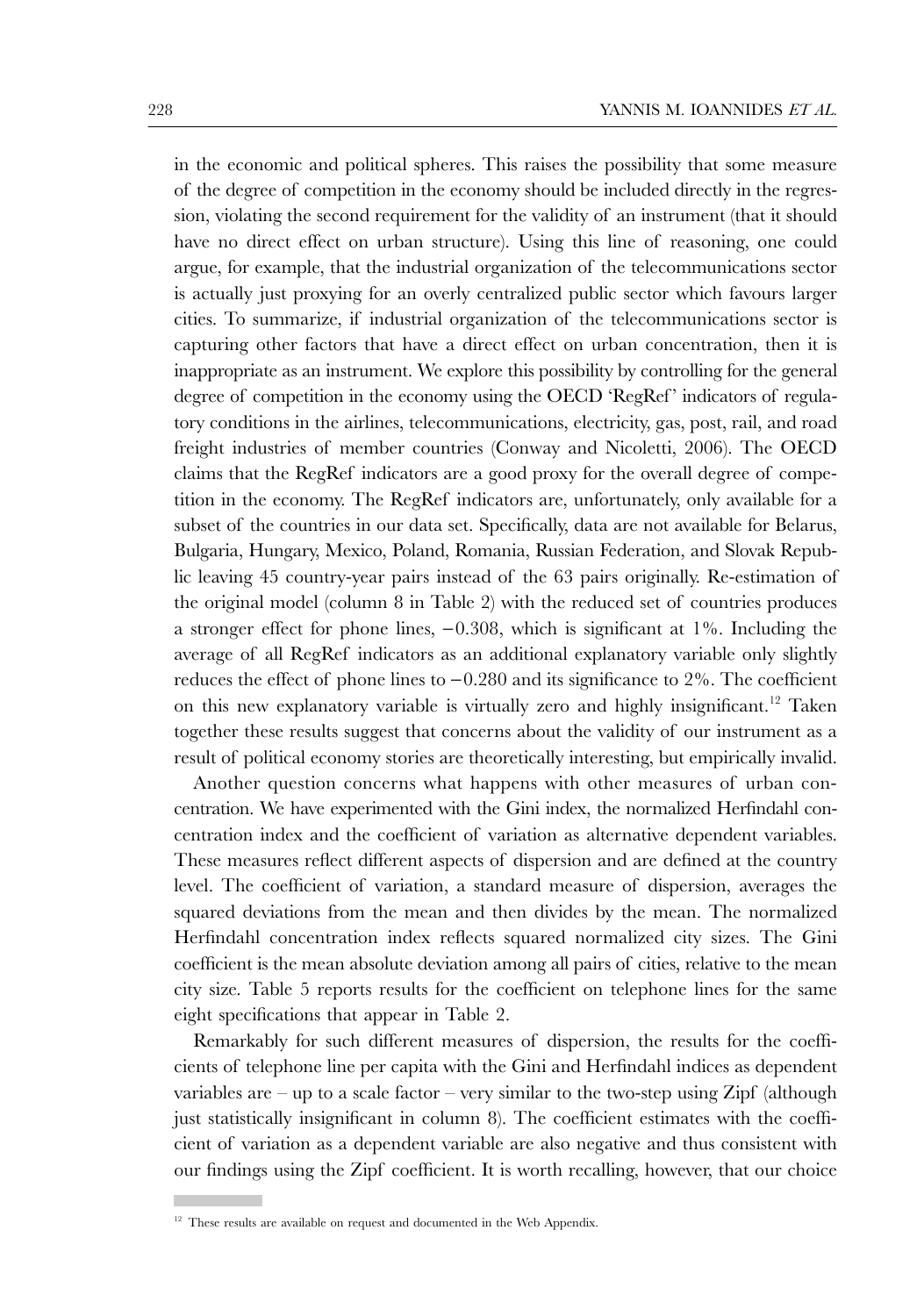in the economic and political spheres. This raises the possibility that some measure of the degree of competition in the economy should be included directly in the regression, violating the second requirement for the validity of an instrument (that it should have no direct effect on urban structure). Using this line of reasoning, one could argue, for example, that the industrial organization of the telecommunications sector is actually just proxying for an overly centralized public sector which favours larger cities. To summarize, if industrial organization of the telecommunications sector is capturing other factors that have a direct effect on urban concentration, then it is inappropriate as an instrument. We explore this possibility by controlling for the general degree of competition in the economy using the OECD 'RegRef' indicators of regulatory conditions in the airlines, telecommunications, electricity, gas, post, rail, and road freight industries of member countries (Conway and Nicoletti, 2006). The OECD claims that the RegRef indicators are a good proxy for the overall degree of competition in the economy. The RegRef indicators are, unfortunately, only available for a subset of the countries in our data set. Specifically, data are not available for Belarus, Bulgaria, Hungary, Mexico, Poland, Romania, Russian Federation, and Slovak Republic leaving 45 country-year pairs instead of the 63 pairs originally. Re-estimation of the original model (column 8 in Table 2) with the reduced set of countries produces a stronger effect for phone lines, −0.308, which is significant at 1%. Including the average of all RegRef indicators as an additional explanatory variable only slightly reduces the effect of phone lines to −0.280 and its significance to 2%. The coefficient on this new explanatory variable is virtually zero and highly insignificant.[12] Taken together these results suggest that concerns about the validity of our instrument as a result of political economy stories are theoretically interesting, but empirically invalid.

Another question concerns what happens with other measures of urban concentration. We have experimented with the Gini index, the normalized Herfindahl concentration index and the coefficient of variation as alternative dependent variables. These measures reflect different aspects of dispersion and are defined at the country level. The coefficient of variation, a standard measure of dispersion, averages the squared deviations from the mean and then divides by the mean. The normalized Herfindahl concentration index reflects squared normalized city sizes. The Gini coefficient is the mean absolute deviation among all pairs of cities, relative to the mean city size. Table 5 reports results for the coefficient on telephone lines for the same eight specifications that appear in Table 2.

Remarkably for such different measures of dispersion, the results for the coefficients of telephone line per capita with the Gini and Herfindahl indices as dependent variables are – up to a scale factor – very similar to the two-step using Zipf (although just statistically insignificant in column 8). The coefficient estimates with the coefficient of variation as a dependent variable are also negative and thus consistent with our findings using the Zipf coefficient. It is worth recalling, however, that our choice

[12] These results are available on request and documented in the Web Appendix.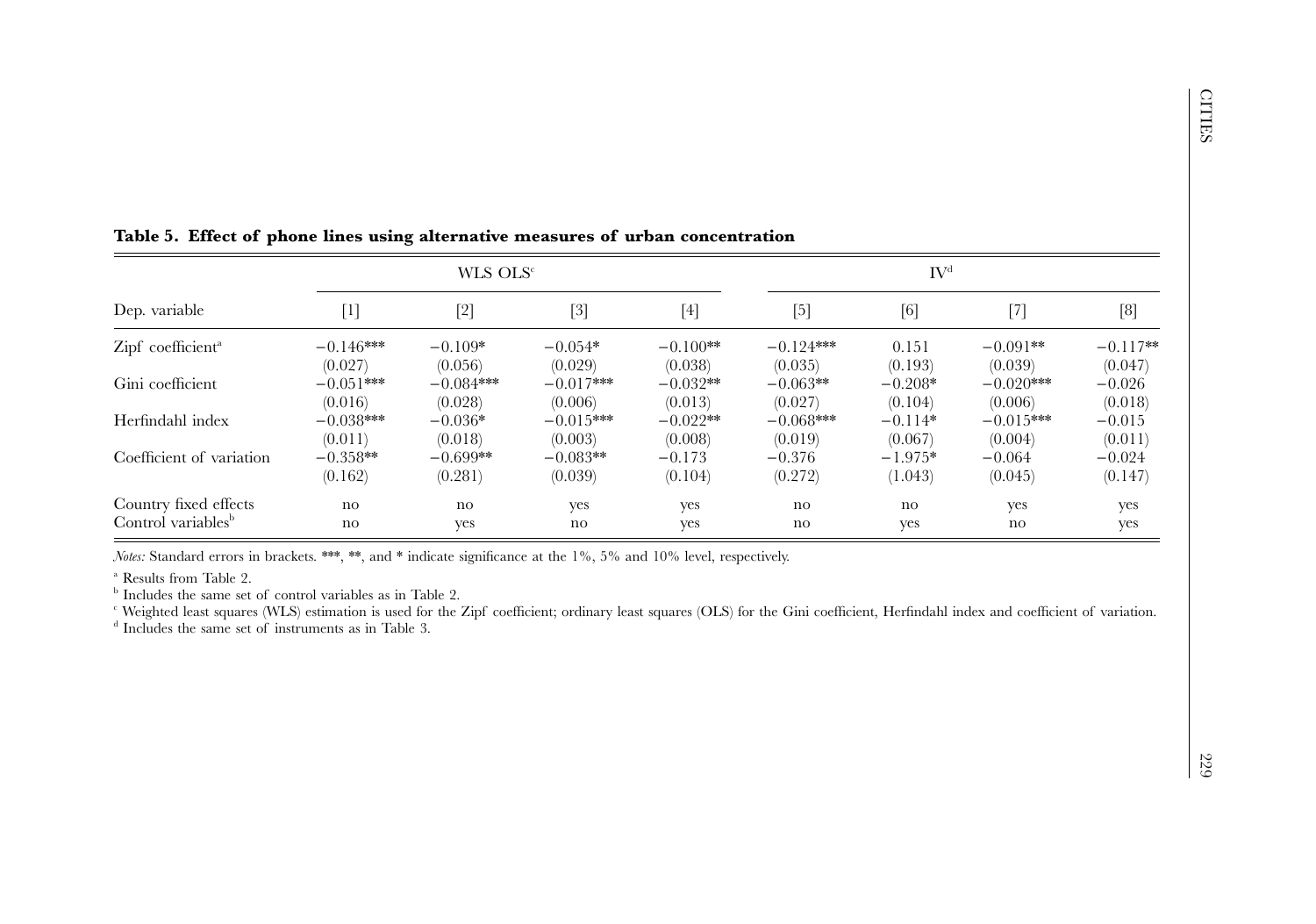**Table 5. Effect of phone lines using alternative measures of urban concentration**

| | WLS OLS[c] | | | | IV[d] | | | |
|---|---|---|---|---|---|---|---|---|
| Dep. variable | [1] | [2] | [3] | [4] | [5] | [6] | [7] | [8] |
| Zipf coefficient[a] | −0.146*** | −0.109* | −0.054* | −0.100** | −0.124*** | 0.151 | −0.091** | −0.117** |
| | (0.027) | (0.056) | (0.029) | (0.038) | (0.035) | (0.193) | (0.039) | (0.047) |
| Gini coefficient | −0.051*** | −0.084*** | −0.017*** | −0.032** | −0.063** | −0.208* | −0.020*** | −0.026 |
| | (0.016) | (0.028) | (0.006) | (0.013) | (0.027) | (0.104) | (0.006) | (0.018) |
| Herfindahl index | −0.038*** | −0.036* | −0.015*** | −0.022** | −0.068*** | −0.114* | −0.015*** | −0.015 |
| | (0.011) | (0.018) | (0.003) | (0.008) | (0.019) | (0.067) | (0.004) | (0.011) |
| Coefficient of variation | −0.358** | −0.699** | −0.083** | −0.173 | −0.376 | −1.975* | −0.064 | −0.024 |
| | (0.162) | (0.281) | (0.039) | (0.104) | (0.272) | (1.043) | (0.045) | (0.147) |
| Country fixed effects | no | no | yes | yes | no | no | yes | yes |
| Control variables[b] | no | yes | no | yes | no | yes | no | yes |

*Notes:* Standard errors in brackets. ***, **, and * indicate significance at the 1%, 5% and 10% level, respectively.

[a] Results from Table 2.

[b] Includes the same set of control variables as in Table 2.

[c] Weighted least squares (WLS) estimation is used for the Zipf coefficient; ordinary least squares (OLS) for the Gini coefficient, Herfindahl index and coefficient of variation.

[d] Includes the same set of instruments as in Table 3.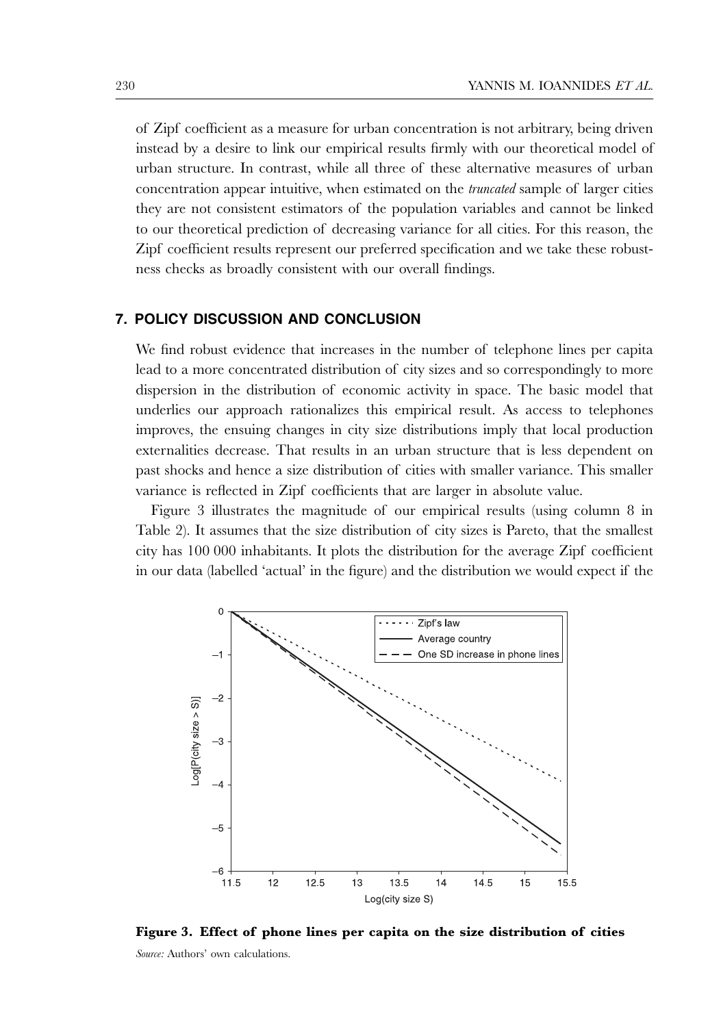of Zipf coefficient as a measure for urban concentration is not arbitrary, being driven instead by a desire to link our empirical results firmly with our theoretical model of urban structure. In contrast, while all three of these alternative measures of urban concentration appear intuitive, when estimated on the *truncated* sample of larger cities they are not consistent estimators of the population variables and cannot be linked to our theoretical prediction of decreasing variance for all cities. For this reason, the Zipf coefficient results represent our preferred specification and we take these robustness checks as broadly consistent with our overall findings.

## 7. POLICY DISCUSSION AND CONCLUSION

We find robust evidence that increases in the number of telephone lines per capita lead to a more concentrated distribution of city sizes and so correspondingly to more dispersion in the distribution of economic activity in space. The basic model that underlies our approach rationalizes this empirical result. As access to telephones improves, the ensuing changes in city size distributions imply that local production externalities decrease. That results in an urban structure that is less dependent on past shocks and hence a size distribution of cities with smaller variance. This smaller variance is reflected in Zipf coefficients that are larger in absolute value.

Figure 3 illustrates the magnitude of our empirical results (using column 8 in Table 2). It assumes that the size distribution of city sizes is Pareto, that the smallest city has 100 000 inhabitants. It plots the distribution for the average Zipf coefficient in our data (labelled 'actual' in the figure) and the distribution we would expect if the

**Figure 3. Effect of phone lines per capita on the size distribution of cities**

*Source:* Authors' own calculations.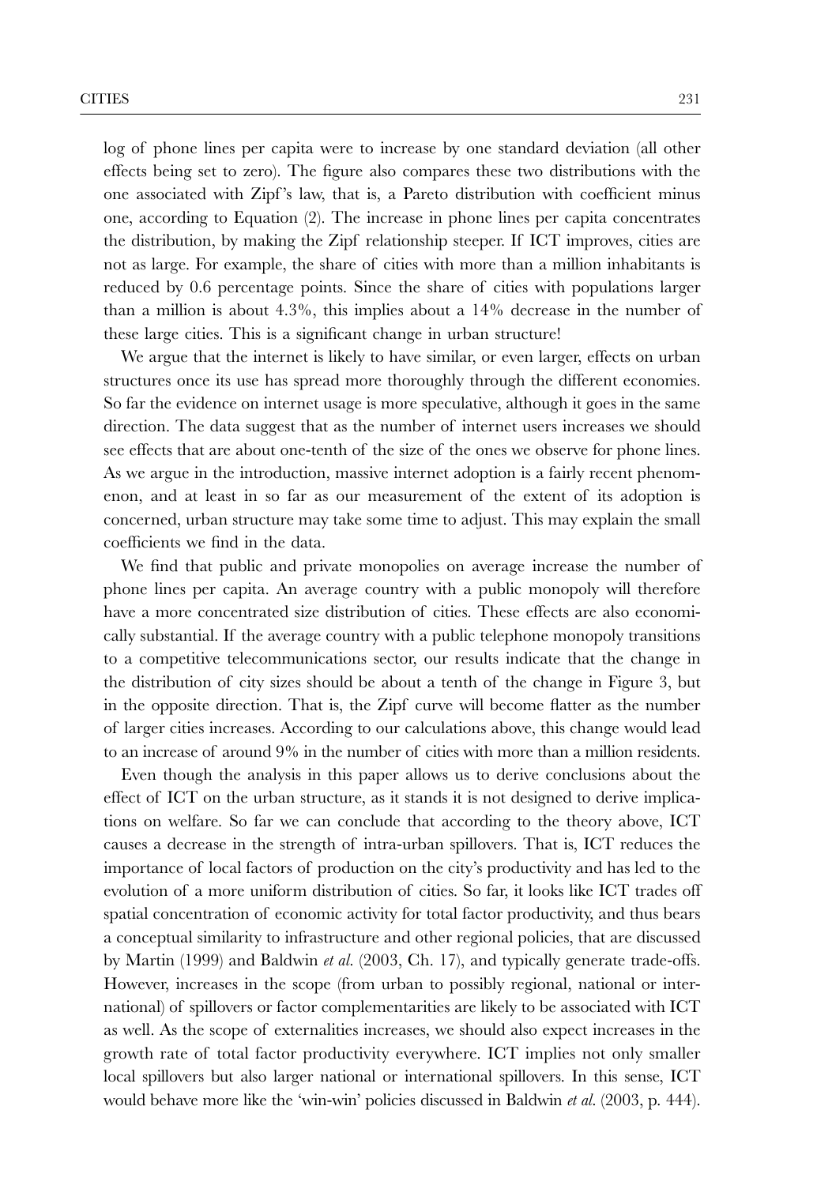log of phone lines per capita were to increase by one standard deviation (all other effects being set to zero). The figure also compares these two distributions with the one associated with Zipf's law, that is, a Pareto distribution with coefficient minus one, according to Equation (2). The increase in phone lines per capita concentrates the distribution, by making the Zipf relationship steeper. If ICT improves, cities are not as large. For example, the share of cities with more than a million inhabitants is reduced by 0.6 percentage points. Since the share of cities with populations larger than a million is about 4.3%, this implies about a 14% decrease in the number of these large cities. This is a significant change in urban structure!

We argue that the internet is likely to have similar, or even larger, effects on urban structures once its use has spread more thoroughly through the different economies. So far the evidence on internet usage is more speculative, although it goes in the same direction. The data suggest that as the number of internet users increases we should see effects that are about one-tenth of the size of the ones we observe for phone lines. As we argue in the introduction, massive internet adoption is a fairly recent phenomenon, and at least in so far as our measurement of the extent of its adoption is concerned, urban structure may take some time to adjust. This may explain the small coefficients we find in the data.

We find that public and private monopolies on average increase the number of phone lines per capita. An average country with a public monopoly will therefore have a more concentrated size distribution of cities. These effects are also economically substantial. If the average country with a public telephone monopoly transitions to a competitive telecommunications sector, our results indicate that the change in the distribution of city sizes should be about a tenth of the change in Figure 3, but in the opposite direction. That is, the Zipf curve will become flatter as the number of larger cities increases. According to our calculations above, this change would lead to an increase of around 9% in the number of cities with more than a million residents.

Even though the analysis in this paper allows us to derive conclusions about the effect of ICT on the urban structure, as it stands it is not designed to derive implications on welfare. So far we can conclude that according to the theory above, ICT causes a decrease in the strength of intra-urban spillovers. That is, ICT reduces the importance of local factors of production on the city's productivity and has led to the evolution of a more uniform distribution of cities. So far, it looks like ICT trades off spatial concentration of economic activity for total factor productivity, and thus bears a conceptual similarity to infrastructure and other regional policies, that are discussed by Martin (1999) and Baldwin *et al.* (2003, Ch. 17), and typically generate trade-offs. However, increases in the scope (from urban to possibly regional, national or international) of spillovers or factor complementarities are likely to be associated with ICT as well. As the scope of externalities increases, we should also expect increases in the growth rate of total factor productivity everywhere. ICT implies not only smaller local spillovers but also larger national or international spillovers. In this sense, ICT would behave more like the 'win-win' policies discussed in Baldwin *et al.* (2003, p. 444).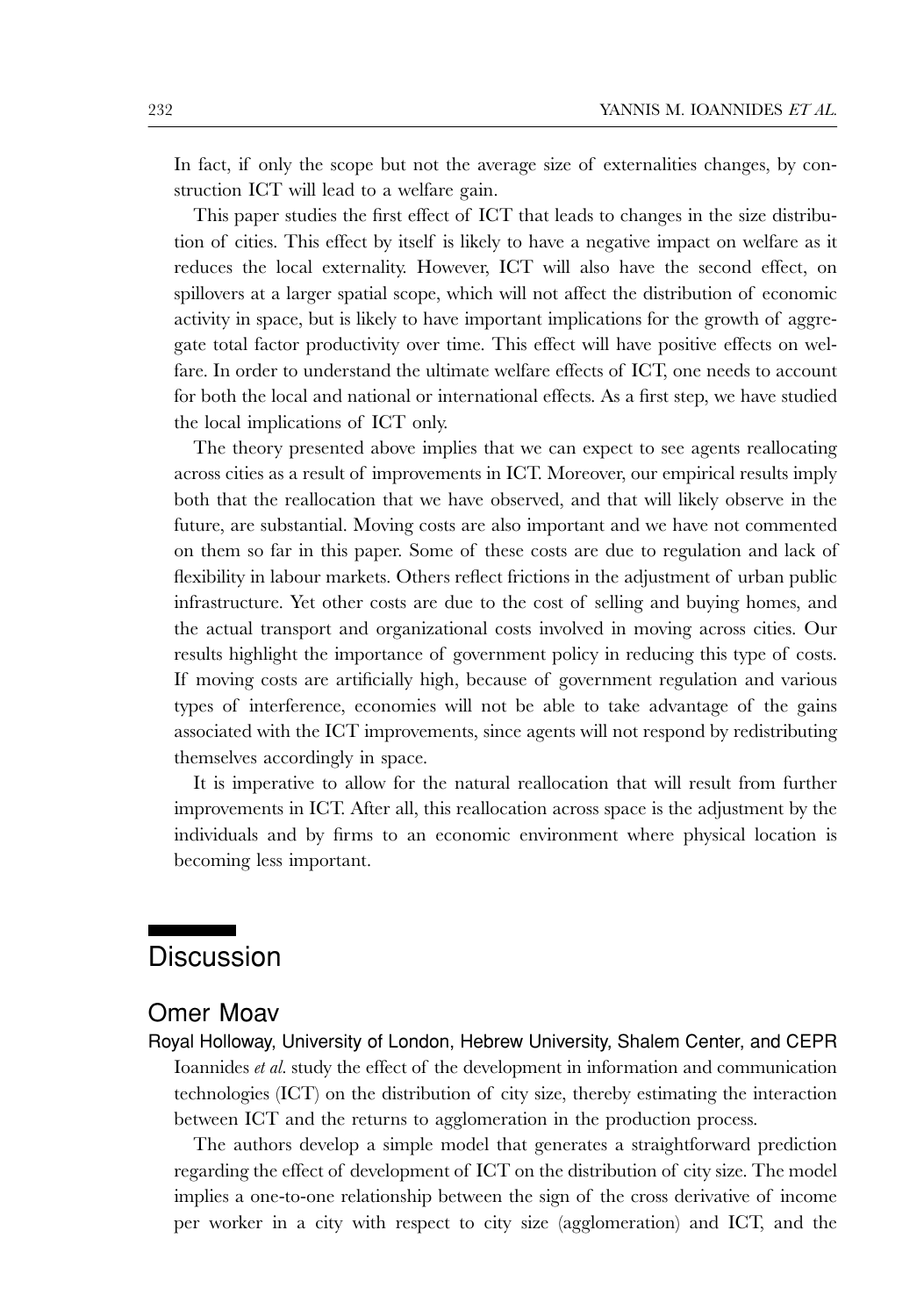In fact, if only the scope but not the average size of externalities changes, by construction ICT will lead to a welfare gain.

This paper studies the first effect of ICT that leads to changes in the size distribution of cities. This effect by itself is likely to have a negative impact on welfare as it reduces the local externality. However, ICT will also have the second effect, on spillovers at a larger spatial scope, which will not affect the distribution of economic activity in space, but is likely to have important implications for the growth of aggregate total factor productivity over time. This effect will have positive effects on welfare. In order to understand the ultimate welfare effects of ICT, one needs to account for both the local and national or international effects. As a first step, we have studied the local implications of ICT only.

The theory presented above implies that we can expect to see agents reallocating across cities as a result of improvements in ICT. Moreover, our empirical results imply both that the reallocation that we have observed, and that will likely observe in the future, are substantial. Moving costs are also important and we have not commented on them so far in this paper. Some of these costs are due to regulation and lack of flexibility in labour markets. Others reflect frictions in the adjustment of urban public infrastructure. Yet other costs are due to the cost of selling and buying homes, and the actual transport and organizational costs involved in moving across cities. Our results highlight the importance of government policy in reducing this type of costs. If moving costs are artificially high, because of government regulation and various types of interference, economies will not be able to take advantage of the gains associated with the ICT improvements, since agents will not respond by redistributing themselves accordingly in space.

It is imperative to allow for the natural reallocation that will result from further improvements in ICT. After all, this reallocation across space is the adjustment by the individuals and by firms to an economic environment where physical location is becoming less important.

# Discussion

## Omer Moav

Royal Holloway, University of London, Hebrew University, Shalem Center, and CEPR

Ioannides *et al.* study the effect of the development in information and communication technologies (ICT) on the distribution of city size, thereby estimating the interaction between ICT and the returns to agglomeration in the production process.

The authors develop a simple model that generates a straightforward prediction regarding the effect of development of ICT on the distribution of city size. The model implies a one-to-one relationship between the sign of the cross derivative of income per worker in a city with respect to city size (agglomeration) and ICT, and the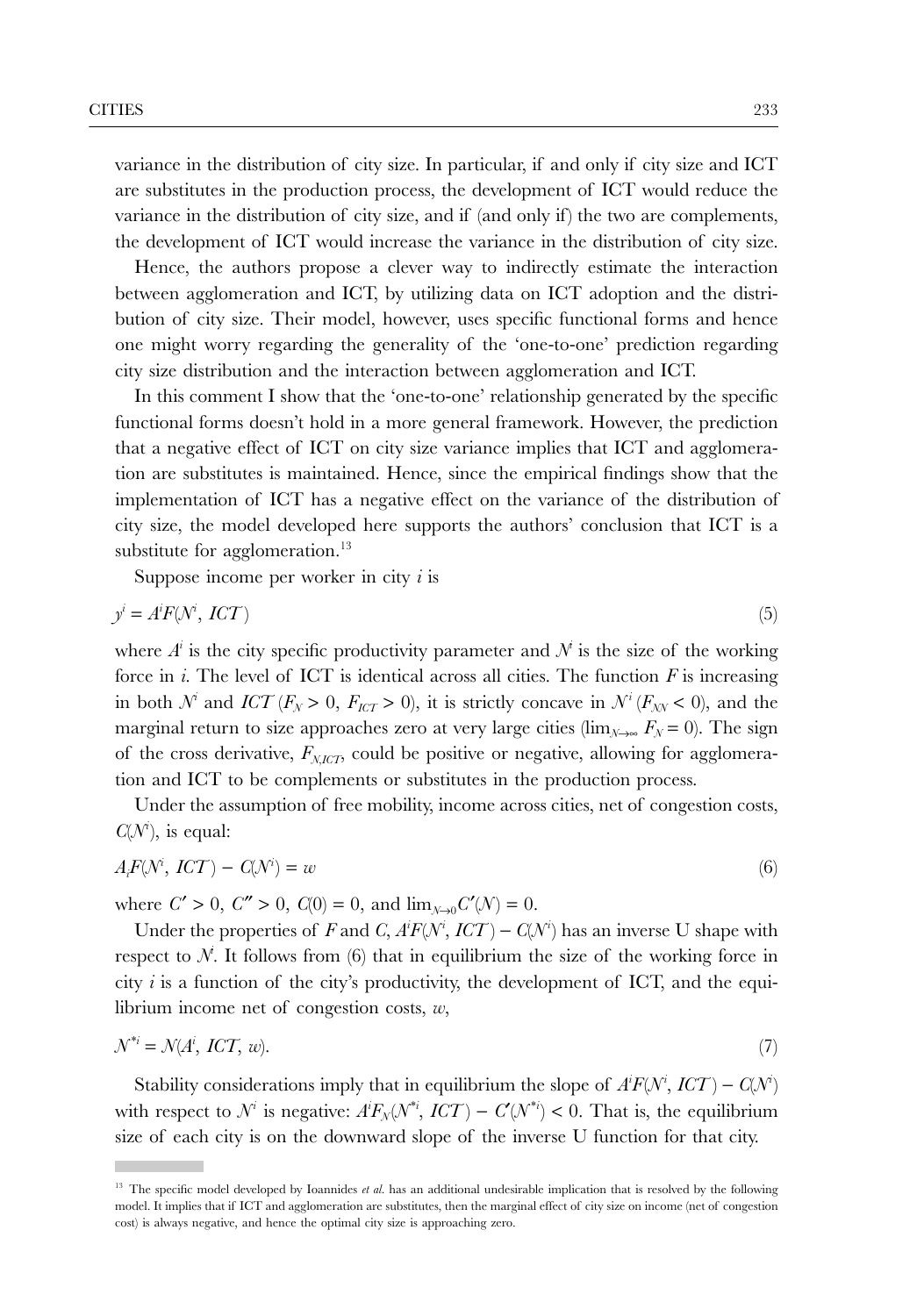variance in the distribution of city size. In particular, if and only if city size and ICT are substitutes in the production process, the development of ICT would reduce the variance in the distribution of city size, and if (and only if) the two are complements, the development of ICT would increase the variance in the distribution of city size.

Hence, the authors propose a clever way to indirectly estimate the interaction between agglomeration and ICT, by utilizing data on ICT adoption and the distribution of city size. Their model, however, uses specific functional forms and hence one might worry regarding the generality of the 'one-to-one' prediction regarding city size distribution and the interaction between agglomeration and ICT.

In this comment I show that the 'one-to-one' relationship generated by the specific functional forms doesn't hold in a more general framework. However, the prediction that a negative effect of ICT on city size variance implies that ICT and agglomeration are substitutes is maintained. Hence, since the empirical findings show that the implementation of ICT has a negative effect on the variance of the distribution of city size, the model developed here supports the authors' conclusion that ICT is a substitute for agglomeration.[13]

Suppose income per worker in city $i$ is

$$y^i = A^i F(N^i, ICT) \tag{5}$$

where $A^i$ is the city specific productivity parameter and $N^i$ is the size of the working force in $i$. The level of ICT is identical across all cities. The function $F$ is increasing in both $N^i$ and $ICT$ ($F_N > 0$, $F_{ICT} > 0$), it is strictly concave in $N^i$ ($F_{NN} < 0$), and the marginal return to size approaches zero at very large cities ($\lim_{N\to\infty} F_N = 0$). The sign of the cross derivative, $F_{N,ICT}$, could be positive or negative, allowing for agglomeration and ICT to be complements or substitutes in the production process.

Under the assumption of free mobility, income across cities, net of congestion costs, $C(N^i)$, is equal:

$$A_i F(N^i, ICT) - C(N^i) = w \tag{6}$$

where $C' > 0$, $C'' > 0$, $C(0) = 0$, and $\lim_{N\to 0} C'(N) = 0$.

Under the properties of $F$ and $C$, $A^i F(N^i, ICT) - C(N^i)$ has an inverse U shape with respect to $N^i$. It follows from (6) that in equilibrium the size of the working force in city $i$ is a function of the city's productivity, the development of ICT, and the equilibrium income net of congestion costs, $w$,

$$N^{*i} = N(A^i, ICT, w). \tag{7}$$

Stability considerations imply that in equilibrium the slope of $A^i F(N^i, ICT) - C(N^i)$ with respect to $N^i$ is negative: $A^i F_N(N^{*i}, ICT) - C'(N^{*i}) < 0$. That is, the equilibrium size of each city is on the downward slope of the inverse U function for that city.

[13] The specific model developed by Ioannides *et al.* has an additional undesirable implication that is resolved by the following model. It implies that if ICT and agglomeration are substitutes, then the marginal effect of city size on income (net of congestion cost) is always negative, and hence the optimal city size is approaching zero.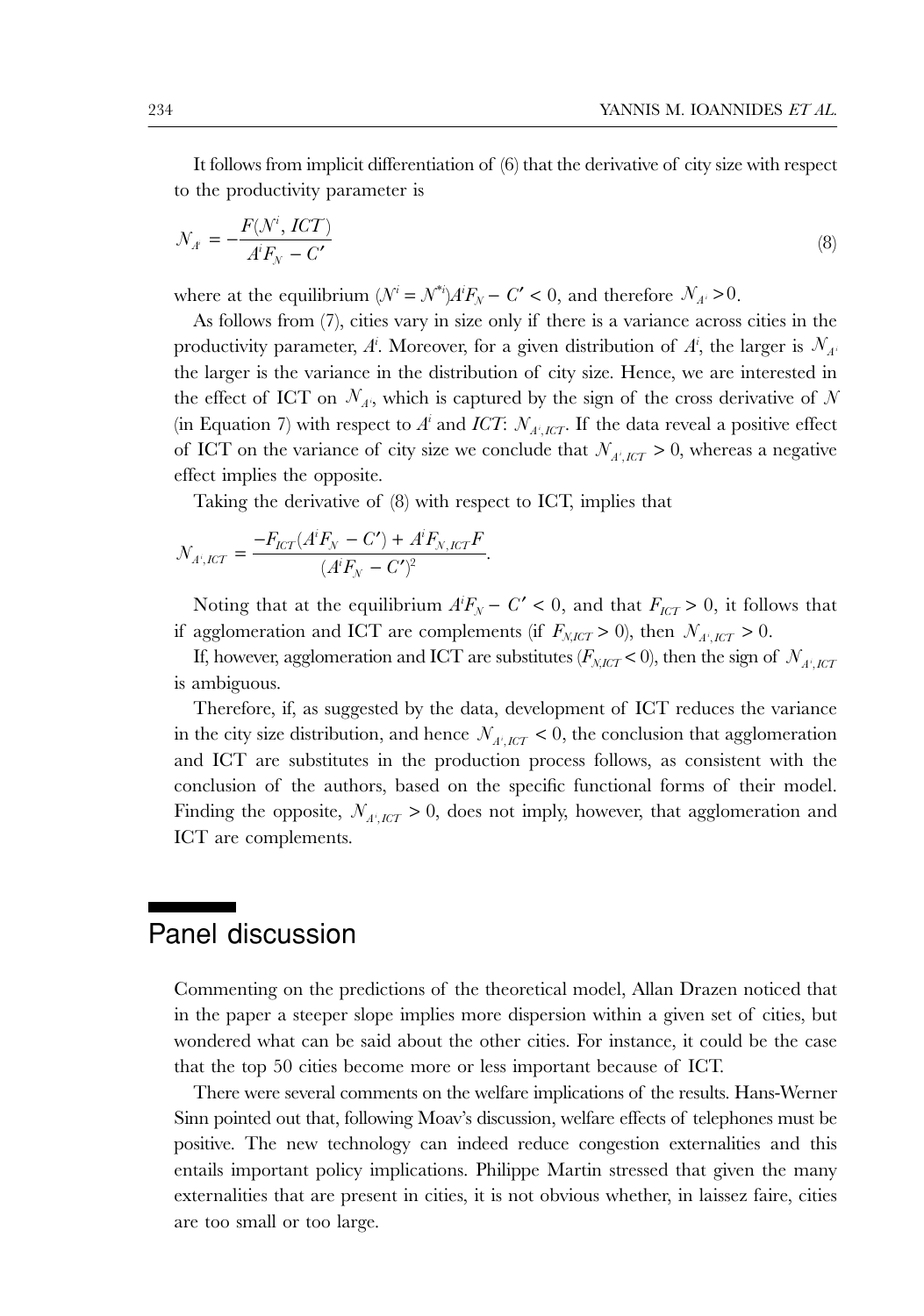It follows from implicit differentiation of (6) that the derivative of city size with respect to the productivity parameter is

$$\mathcal{N}_{A^i} = -\frac{F(\mathcal{N}^i, ICT)}{A^i F_{\mathcal{N}} - C'} \tag{8}$$

where at the equilibrium $(\mathcal{N}^i = \mathcal{N}^{*i}) A^i F_{\mathcal{N}} - C' < 0$, and therefore $\mathcal{N}_{A^i} > 0$.

As follows from (7), cities vary in size only if there is a variance across cities in the productivity parameter, $A^i$. Moreover, for a given distribution of $A^i$, the larger is $\mathcal{N}_{A^i}$ the larger is the variance in the distribution of city size. Hence, we are interested in the effect of ICT on $\mathcal{N}_{A^i}$, which is captured by the sign of the cross derivative of $\mathcal{N}$ (in Equation 7) with respect to $A^i$ and $ICT$: $\mathcal{N}_{A^i,ICT}$. If the data reveal a positive effect of ICT on the variance of city size we conclude that $\mathcal{N}_{A^i,ICT} > 0$, whereas a negative effect implies the opposite.

Taking the derivative of (8) with respect to ICT, implies that

$$\mathcal{N}_{A^i,ICT} = \frac{-F_{ICT}(A^i F_{\mathcal{N}} - C') + A^i F_{\mathcal{N},ICT} F}{(A^i F_{\mathcal{N}} - C')^2}.$$

Noting that at the equilibrium $A^i F_{\mathcal{N}} - C' < 0$, and that $F_{ICT} > 0$, it follows that if agglomeration and ICT are complements (if $F_{\mathcal{N},ICT} > 0$), then $\mathcal{N}_{A^i,ICT} > 0$.

If, however, agglomeration and ICT are substitutes ($F_{\mathcal{N},ICT} < 0$), then the sign of $\mathcal{N}_{A^i,ICT}$ is ambiguous.

Therefore, if, as suggested by the data, development of ICT reduces the variance in the city size distribution, and hence $\mathcal{N}_{A^i,ICT} < 0$, the conclusion that agglomeration and ICT are substitutes in the production process follows, as consistent with the conclusion of the authors, based on the specific functional forms of their model. Finding the opposite, $\mathcal{N}_{A^i,ICT} > 0$, does not imply, however, that agglomeration and ICT are complements.

## Panel discussion

Commenting on the predictions of the theoretical model, Allan Drazen noticed that in the paper a steeper slope implies more dispersion within a given set of cities, but wondered what can be said about the other cities. For instance, it could be the case that the top 50 cities become more or less important because of ICT.

There were several comments on the welfare implications of the results. Hans-Werner Sinn pointed out that, following Moav's discussion, welfare effects of telephones must be positive. The new technology can indeed reduce congestion externalities and this entails important policy implications. Philippe Martin stressed that given the many externalities that are present in cities, it is not obvious whether, in laissez faire, cities are too small or too large.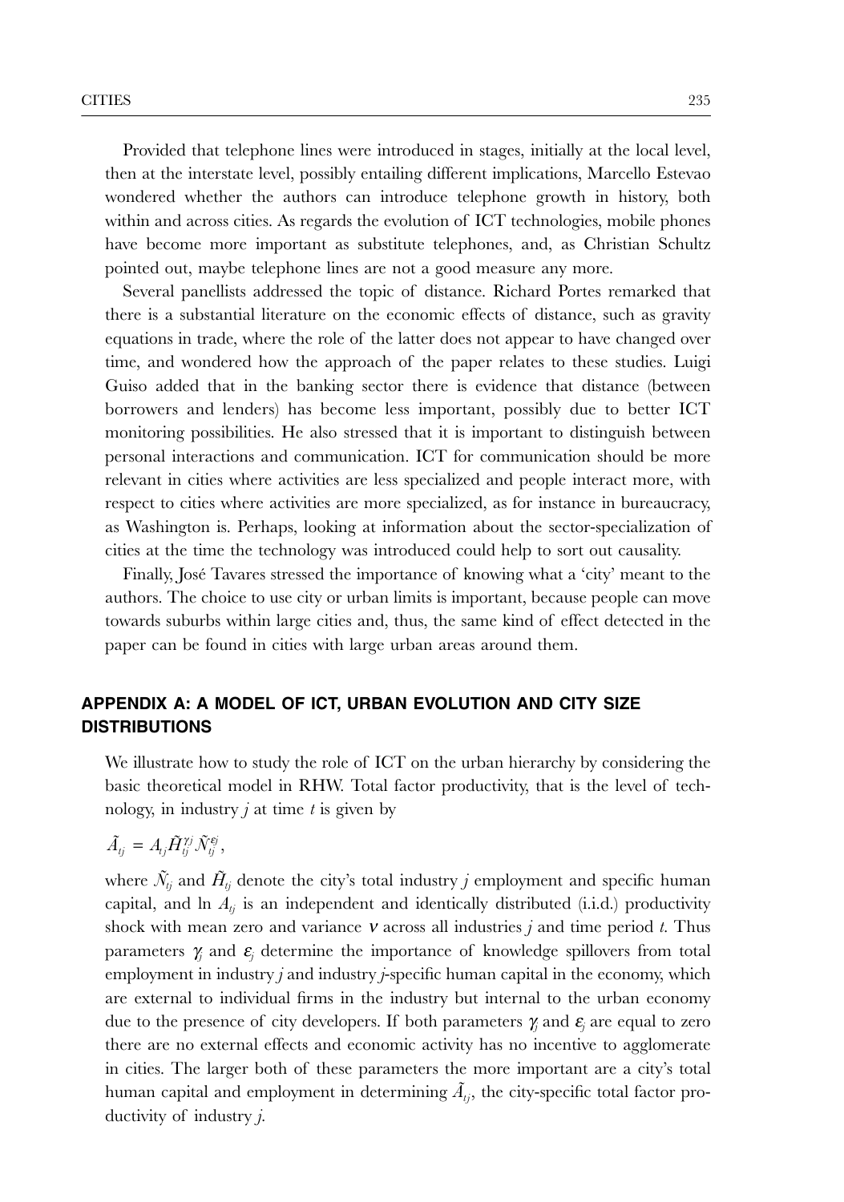Provided that telephone lines were introduced in stages, initially at the local level, then at the interstate level, possibly entailing different implications, Marcello Estevao wondered whether the authors can introduce telephone growth in history, both within and across cities. As regards the evolution of ICT technologies, mobile phones have become more important as substitute telephones, and, as Christian Schultz pointed out, maybe telephone lines are not a good measure any more.

Several panellists addressed the topic of distance. Richard Portes remarked that there is a substantial literature on the economic effects of distance, such as gravity equations in trade, where the role of the latter does not appear to have changed over time, and wondered how the approach of the paper relates to these studies. Luigi Guiso added that in the banking sector there is evidence that distance (between borrowers and lenders) has become less important, possibly due to better ICT monitoring possibilities. He also stressed that it is important to distinguish between personal interactions and communication. ICT for communication should be more relevant in cities where activities are less specialized and people interact more, with respect to cities where activities are more specialized, as for instance in bureaucracy, as Washington is. Perhaps, looking at information about the sector-specialization of cities at the time the technology was introduced could help to sort out causality.

Finally, José Tavares stressed the importance of knowing what a 'city' meant to the authors. The choice to use city or urban limits is important, because people can move towards suburbs within large cities and, thus, the same kind of effect detected in the paper can be found in cities with large urban areas around them.

## APPENDIX A: A MODEL OF ICT, URBAN EVOLUTION AND CITY SIZE DISTRIBUTIONS

We illustrate how to study the role of ICT on the urban hierarchy by considering the basic theoretical model in RHW. Total factor productivity, that is the level of technology, in industry $j$ at time $t$ is given by

$$\tilde{A}_{tj} = A_{tj}\tilde{H}_{tj}^{\gamma_j}\tilde{N}_{tj}^{\varepsilon_j},$$

where $\tilde{N}_{tj}$ and $\tilde{H}_{tj}$ denote the city's total industry $j$ employment and specific human capital, and $\ln A_{tj}$ is an independent and identically distributed (i.i.d.) productivity shock with mean zero and variance $v$ across all industries $j$ and time period $t$. Thus parameters $\gamma_j$ and $\varepsilon_j$ determine the importance of knowledge spillovers from total employment in industry $j$ and industry $j$-specific human capital in the economy, which are external to individual firms in the industry but internal to the urban economy due to the presence of city developers. If both parameters $\gamma_j$ and $\varepsilon_j$ are equal to zero there are no external effects and economic activity has no incentive to agglomerate in cities. The larger both of these parameters the more important are a city's total human capital and employment in determining $\tilde{A}_{tj}$, the city-specific total factor productivity of industry $j$.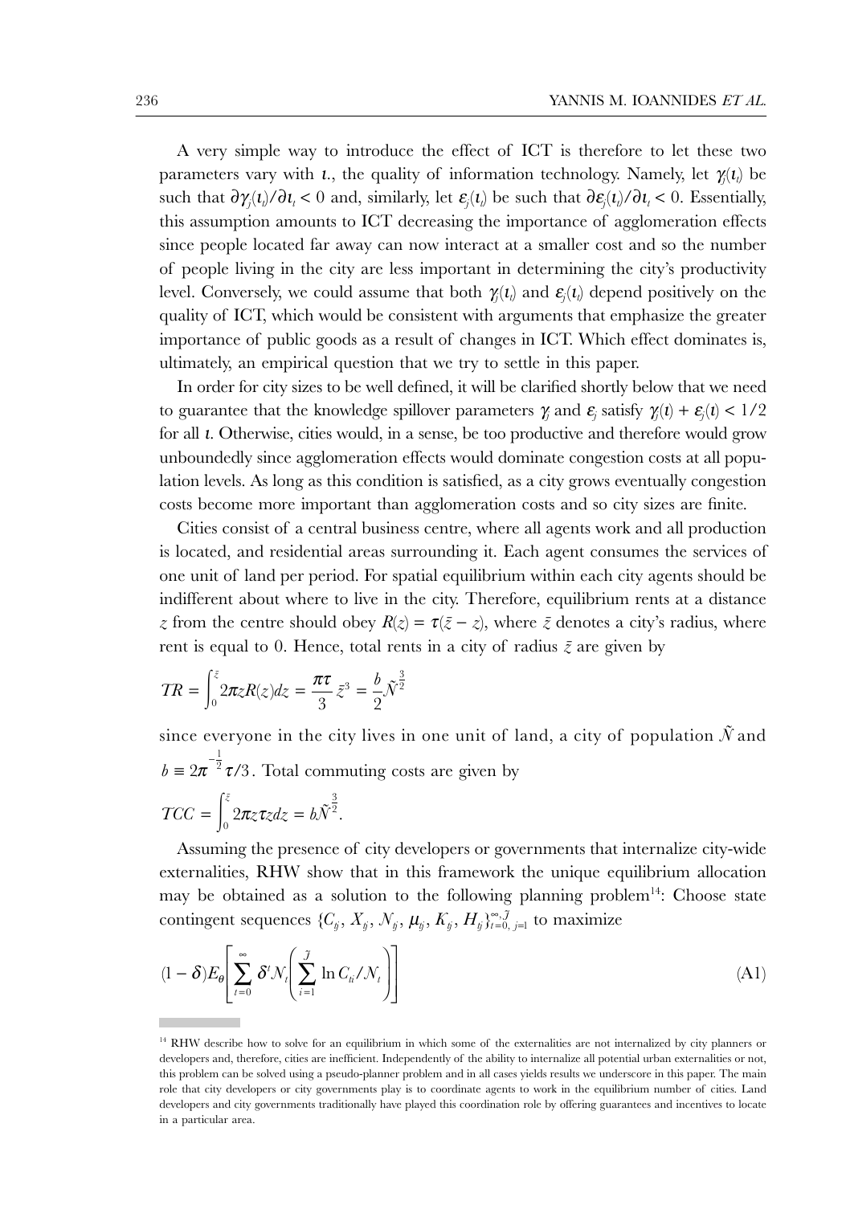A very simple way to introduce the effect of ICT is therefore to let these two parameters vary with $\iota$., the quality of information technology. Namely, let $\gamma_j(\iota_t)$ be such that $\partial\gamma_j(\iota_t)/\partial\iota_t < 0$ and, similarly, let $\varepsilon_j(\iota_t)$ be such that $\partial\varepsilon_j(\iota_t)/\partial\iota_t < 0$. Essentially, this assumption amounts to ICT decreasing the importance of agglomeration effects since people located far away can now interact at a smaller cost and so the number of people living in the city are less important in determining the city's productivity level. Conversely, we could assume that both $\gamma_j(\iota_t)$ and $\varepsilon_j(\iota_t)$ depend positively on the quality of ICT, which would be consistent with arguments that emphasize the greater importance of public goods as a result of changes in ICT. Which effect dominates is, ultimately, an empirical question that we try to settle in this paper.

In order for city sizes to be well defined, it will be clarified shortly below that we need to guarantee that the knowledge spillover parameters $\gamma_j$ and $\varepsilon_j$ satisfy $\gamma_j(\iota) + \varepsilon_j(\iota) < 1/2$ for all $\iota$. Otherwise, cities would, in a sense, be too productive and therefore would grow unboundedly since agglomeration effects would dominate congestion costs at all population levels. As long as this condition is satisfied, as a city grows eventually congestion costs become more important than agglomeration costs and so city sizes are finite.

Cities consist of a central business centre, where all agents work and all production is located, and residential areas surrounding it. Each agent consumes the services of one unit of land per period. For spatial equilibrium within each city agents should be indifferent about where to live in the city. Therefore, equilibrium rents at a distance $z$ from the centre should obey $R(z) = \tau(\bar{z} - z)$, where $\bar{z}$ denotes a city's radius, where rent is equal to 0. Hence, total rents in a city of radius $\bar{z}$ are given by

$$TR = \int_0^{\bar{z}} 2\pi z R(z) dz = \frac{\pi\tau}{3}\bar{z}^3 = \frac{b}{2}\tilde{N}^{\frac{3}{2}}$$

since everyone in the city lives in one unit of land, a city of population $\tilde{N}$ and $b \equiv 2\pi^{-\frac{1}{2}}\tau/3$. Total commuting costs are given by

$$TCC = \int_0^{\bar{z}} 2\pi z \tau z dz = b\tilde{N}^{\frac{3}{2}}.$$

Assuming the presence of city developers or governments that internalize city-wide externalities, RHW show that in this framework the unique equilibrium allocation may be obtained as a solution to the following planning problem[14]: Choose state contingent sequences $\{C_{tj}, X_{tj}, N_{tj}, \mu_{tj}, K_{tj}, H_{tj}\}_{t=0,\, j=1}^{\infty,\, \mathcal{J}}$ to maximize

$$(1-\delta)E_\theta\left[\sum_{t=0}^{\infty} \delta^t N_t \left(\sum_{i=1}^{\mathcal{J}} \ln C_{ti}/N_t\right)\right] \tag{A1}$$

---

[14] RHW describe how to solve for an equilibrium in which some of the externalities are not internalized by city planners or developers and, therefore, cities are inefficient. Independently of the ability to internalize all potential urban externalities or not, this problem can be solved using a pseudo-planner problem and in all cases yields results we underscore in this paper. The main role that city developers or city governments play is to coordinate agents to work in the equilibrium number of cities. Land developers and city governments traditionally have played this coordination role by offering guarantees and incentives to locate in a particular area.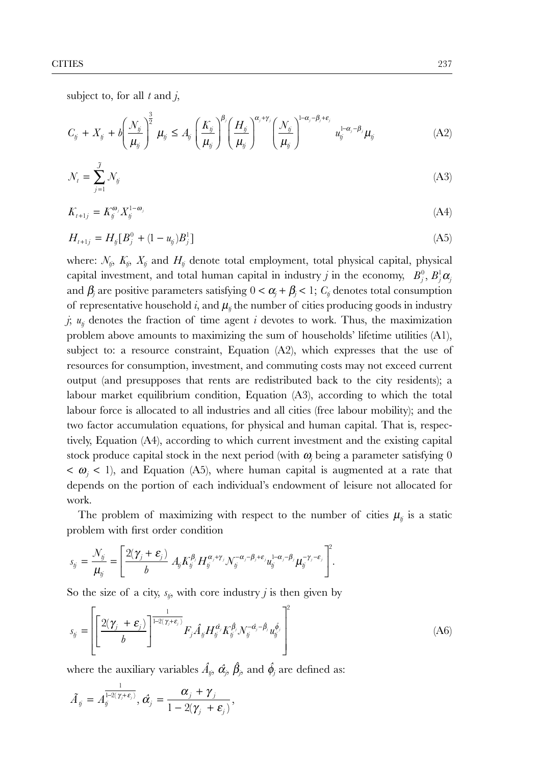subject to, for all $t$ and $j$,

$$C_{tj} + X_{tj} + b\left(\frac{N_{tj}}{\mu_{tj}}\right)^{\frac{3}{2}} \mu_{tj} \leq A_{tj}\left(\frac{K_{tj}}{\mu_{tj}}\right)^{\beta_j}\left(\frac{H_{tj}}{\mu_{tj}}\right)^{\alpha_j+\gamma_j}\left(\frac{N_{tj}}{\mu_{tj}}\right)^{1-\alpha_j-\beta_j+\varepsilon_j} u_{tj}^{1-\alpha_j-\beta_j}\mu_{tj} \tag{A2}$$

$$N_t = \sum_{j=1}^{J} N_{tj} \tag{A3}$$

$$K_{t+1j} = K_{tj}^{\omega_j} X_{tj}^{1-\omega_j} \tag{A4}$$

$$H_{t+1j} = H_{tj}[B_j^0 + (1 - u_{tj})B_j^1] \tag{A5}$$

where: $N_{tj}$, $K_{tj}$, $X_{tj}$ and $H_{tj}$ denote total employment, total physical capital, physical capital investment, and total human capital in industry $j$ in the economy, $B_j^0$, $B_j^1 \alpha_j$ and $\beta_j$ are positive parameters satisfying $0 < \alpha_j + \beta_j < 1$; $C_{tj}$ denotes total consumption of representative household $i$, and $\mu_{tj}$ the number of cities producing goods in industry $j$; $u_{tj}$ denotes the fraction of time agent $i$ devotes to work. Thus, the maximization problem above amounts to maximizing the sum of households' lifetime utilities (A1), subject to: a resource constraint, Equation (A2), which expresses that the use of resources for consumption, investment, and commuting costs may not exceed current output (and presupposes that rents are redistributed back to the city residents); a labour market equilibrium condition, Equation (A3), according to which the total labour force is allocated to all industries and all cities (free labour mobility); and the two factor accumulation equations, for physical and human capital. That is, respectively, Equation (A4), according to which current investment and the existing capital stock produce capital stock in the next period (with $\omega_j$ being a parameter satisfying $0 < \omega_j < 1$), and Equation (A5), where human capital is augmented at a rate that depends on the portion of each individual's endowment of leisure not allocated for work.

The problem of maximizing with respect to the number of cities $\mu_{tj}$ is a static problem with first order condition

$$s_{tj} = \frac{N_{tj}}{\mu_{tj}} = \left[\frac{2(\gamma_j + \varepsilon_j)}{b} A_{tj} K_{tj}^{\beta_j} H_{tj}^{\alpha_j+\gamma_j} N_{tj}^{-\alpha_j-\beta_j+\varepsilon_j} u_{tj}^{1-\alpha_j-\beta_j} \mu_{tj}^{-\gamma_j-\varepsilon_j}\right]^2.$$

So the size of a city, $s_{tj}$, with core industry $j$ is then given by

$$s_{tj} = \left[\left[\frac{2(\gamma_j + \varepsilon_j)}{b}\right]^{\frac{1}{1-2(\gamma_j+\varepsilon_j)}} F_j \hat{A}_{tj} H_{tj}^{\hat{\alpha}_j} K_{tj}^{\hat{\beta}_j} N_{tj}^{-\hat{\alpha}_j-\hat{\beta}_j} u_{tj}^{\hat{\phi}_j}\right]^2 \tag{A6}$$

where the auxiliary variables $\hat{A}_{tj}$, $\hat{\alpha}_j$, $\hat{\beta}_j$, and $\hat{\phi}_j$ are defined as:

$$\tilde{A}_{tj} = A_{tj}^{\frac{1}{1-2(\gamma_j+\varepsilon_j)}}, \hat{\alpha}_j = \frac{\alpha_j + \gamma_j}{1 - 2(\gamma_j + \varepsilon_j)},$$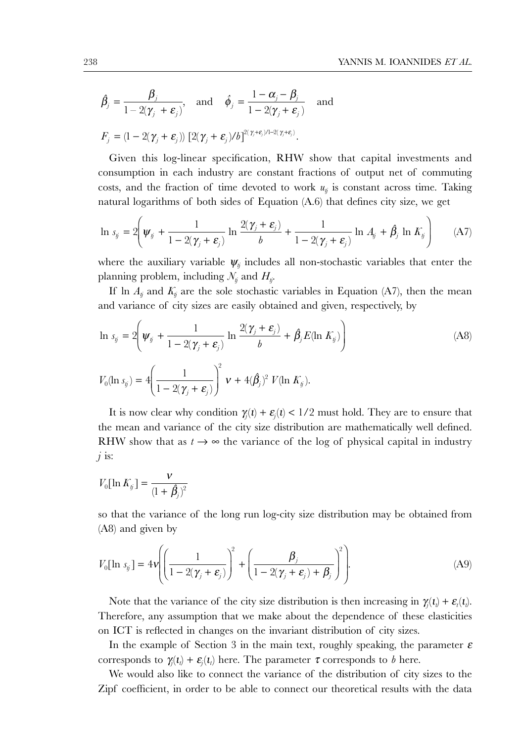$$\hat{\beta}_j = \frac{\beta_j}{1 - 2(\gamma_j + \varepsilon_j)}, \quad \text{and} \quad \hat{\phi}_j = \frac{1 - \alpha_j - \beta_j}{1 - 2(\gamma_j + \varepsilon_j)} \quad \text{and}$$

$$F_j = (1 - 2(\gamma_j + \varepsilon_j))\, [2(\gamma_j + \varepsilon_j)/b]^{2(\gamma_j + \varepsilon_j)/1 - 2(\gamma_j + \varepsilon_j)}.$$

Given this log-linear specification, RHW show that capital investments and consumption in each industry are constant fractions of output net of commuting costs, and the fraction of time devoted to work $u_{tj}$ is constant across time. Taking natural logarithms of both sides of Equation (A.6) that defines city size, we get

$$\ln s_{tj} = 2\left(\psi_{tj} + \frac{1}{1 - 2(\gamma_j + \varepsilon_j)} \ln \frac{2(\gamma_j + \varepsilon_j)}{b} + \frac{1}{1 - 2(\gamma_j + \varepsilon_j)} \ln A_{tj} + \hat{\beta}_j \ln K_{tj}\right) \tag{A7}$$

where the auxiliary variable $\psi_{tj}$ includes all non-stochastic variables that enter the planning problem, including $N_{tj}$ and $H_{tj}$.

If $\ln A_{tj}$ and $K_{tj}$ are the sole stochastic variables in Equation (A7), then the mean and variance of city sizes are easily obtained and given, respectively, by

$$\ln s_{tj} = 2\left(\psi_{tj} + \frac{1}{1 - 2(\gamma_j + \varepsilon_j)} \ln \frac{2(\gamma_j + \varepsilon_j)}{b} + \hat{\beta}_j E(\ln K_{tj})\right) \tag{A8}$$

$$V_0(\ln s_{tj}) = 4\left(\frac{1}{1 - 2(\gamma_j + \varepsilon_j)}\right)^2 \nu + 4(\hat{\beta}_j)^2\, V(\ln K_{tj}).$$

It is now clear why condition $\gamma_j(\iota) + \varepsilon_j(\iota) < 1/2$ must hold. They are to ensure that the mean and variance of the city size distribution are mathematically well defined. RHW show that as $t \to \infty$ the variance of the log of physical capital in industry $j$ is:

$$V_0[\ln K_{tj}] = \frac{\nu}{(1 + \hat{\beta}_j)^2}$$

so that the variance of the long run log-city size distribution may be obtained from (A8) and given by

$$V_0[\ln s_{tj}] = 4\nu\left(\left(\frac{1}{1 - 2(\gamma_j + \varepsilon_j)}\right)^2 + \left(\frac{\beta_j}{1 - 2(\gamma_j + \varepsilon_j) + \beta_j}\right)^2\right). \tag{A9}$$

Note that the variance of the city size distribution is then increasing in $\gamma_j(\iota_t) + \varepsilon_t(\iota_t)$. Therefore, any assumption that we make about the dependence of these elasticities on ICT is reflected in changes on the invariant distribution of city sizes.

In the example of Section 3 in the main text, roughly speaking, the parameter $\varepsilon$ corresponds to $\gamma_j(\iota_t) + \varepsilon_j(\iota_t)$ here. The parameter $\tau$ corresponds to $b$ here.

We would also like to connect the variance of the distribution of city sizes to the Zipf coefficient, in order to be able to connect our theoretical results with the data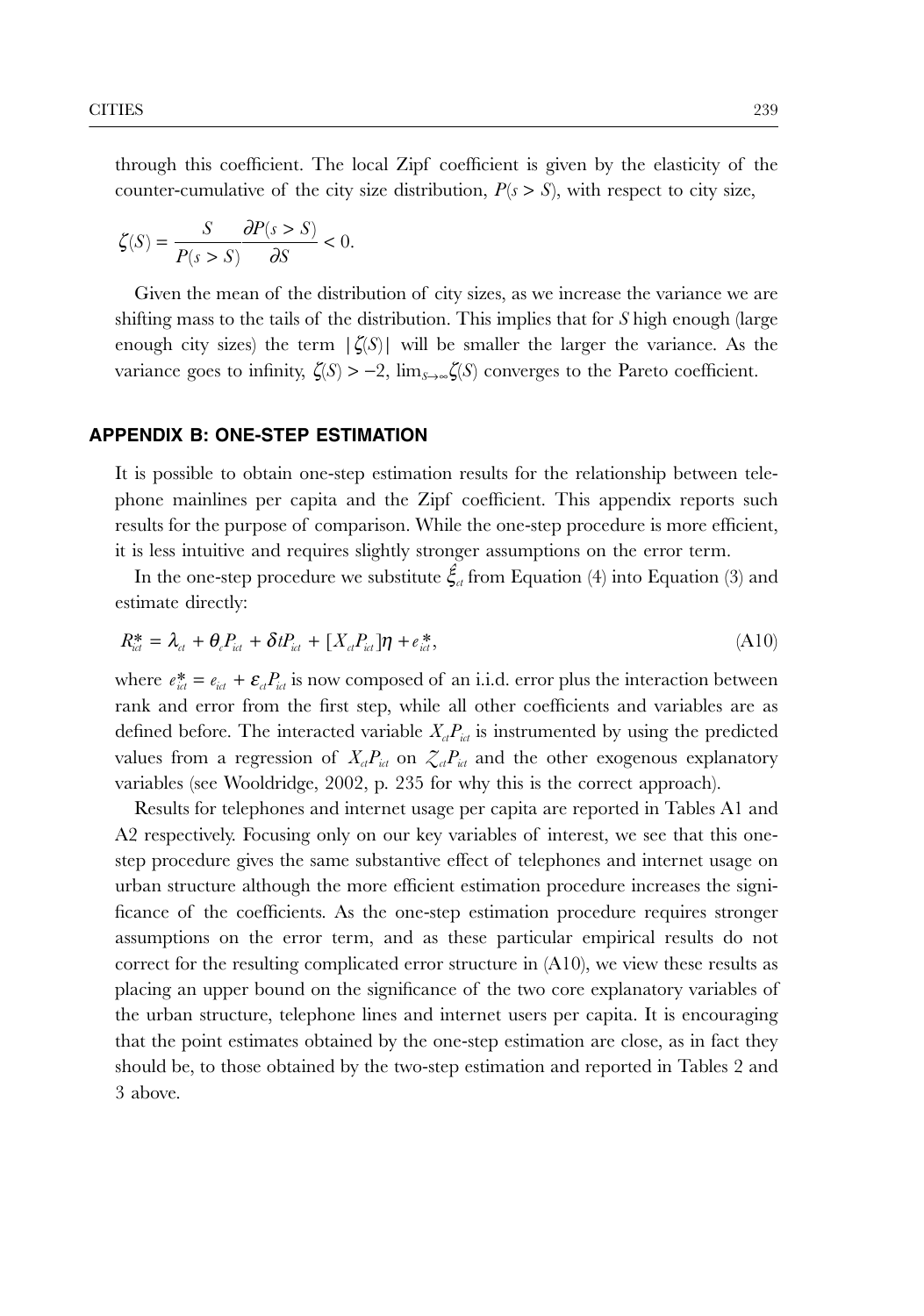through this coefficient. The local Zipf coefficient is given by the elasticity of the counter-cumulative of the city size distribution, $P(s > S)$, with respect to city size,

$$\zeta(S) = \frac{S}{P(s > S)} \frac{\partial P(s > S)}{\partial S} < 0.$$

Given the mean of the distribution of city sizes, as we increase the variance we are shifting mass to the tails of the distribution. This implies that for $S$ high enough (large enough city sizes) the term $|\zeta(S)|$ will be smaller the larger the variance. As the variance goes to infinity, $\zeta(S) > -2$, $\lim_{S \to \infty} \zeta(S)$ converges to the Pareto coefficient.

## APPENDIX B: ONE-STEP ESTIMATION

It is possible to obtain one-step estimation results for the relationship between telephone mainlines per capita and the Zipf coefficient. This appendix reports such results for the purpose of comparison. While the one-step procedure is more efficient, it is less intuitive and requires slightly stronger assumptions on the error term.

In the one-step procedure we substitute $\hat{\xi}_{ct}$ from Equation (4) into Equation (3) and estimate directly:

$$R^*_{ict} = \lambda_{ct} + \theta_c P_{ict} + \delta t P_{ict} + [X_{ct} P_{ict}]\eta + e^*_{ict}, \tag{A10}$$

where $e^*_{ict} = e_{ict} + \varepsilon_{ct} P_{ict}$ is now composed of an i.i.d. error plus the interaction between rank and error from the first step, while all other coefficients and variables are as defined before. The interacted variable $X_{ct}P_{ict}$ is instrumented by using the predicted values from a regression of $X_{ct}P_{ict}$ on $Z_{ct}P_{ict}$ and the other exogenous explanatory variables (see Wooldridge, 2002, p. 235 for why this is the correct approach).

Results for telephones and internet usage per capita are reported in Tables A1 and A2 respectively. Focusing only on our key variables of interest, we see that this one-step procedure gives the same substantive effect of telephones and internet usage on urban structure although the more efficient estimation procedure increases the significance of the coefficients. As the one-step estimation procedure requires stronger assumptions on the error term, and as these particular empirical results do not correct for the resulting complicated error structure in (A10), we view these results as placing an upper bound on the significance of the two core explanatory variables of the urban structure, telephone lines and internet users per capita. It is encouraging that the point estimates obtained by the one-step estimation are close, as in fact they should be, to those obtained by the two-step estimation and reported in Tables 2 and 3 above.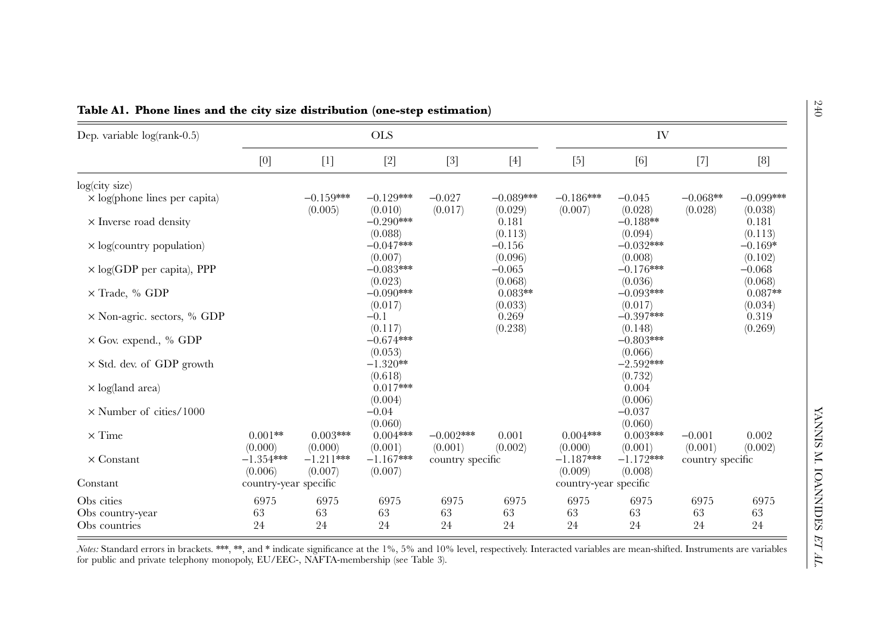**Table A1. Phone lines and the city size distribution (one-step estimation)**

| Dep. variable log(rank-0.5) | OLS | | | | | IV | | | |
|---|---|---|---|---|---|---|---|---|---|
| | [0] | [1] | [2] | [3] | [4] | [5] | [6] | [7] | [8] |
| log(city size) | | | | | | | | | |
| × log(phone lines per capita) | | −0.159*** | −0.129*** | −0.027 | −0.089*** | −0.186*** | −0.045 | −0.068** | −0.099*** |
| | | (0.005) | (0.010) | (0.017) | (0.029) | (0.007) | (0.028) | (0.028) | (0.038) |
| × Inverse road density | | | −0.290*** | | 0.181 | | −0.188** | | 0.181 |
| | | | (0.088) | | (0.113) | | (0.094) | | (0.113) |
| × log(country population) | | | −0.047*** | | −0.156 | | −0.032*** | | −0.169* |
| | | | (0.007) | | (0.096) | | (0.008) | | (0.102) |
| × log(GDP per capita), PPP | | | −0.083*** | | −0.065 | | −0.176*** | | −0.068 |
| | | | (0.023) | | (0.068) | | (0.036) | | (0.068) |
| × Trade, % GDP | | | −0.090*** | | 0.083** | | −0.093*** | | 0.087** |
| | | | (0.017) | | (0.033) | | (0.017) | | (0.034) |
| × Non-agric. sectors, % GDP | | | −0.1 | | 0.269 | | −0.397*** | | 0.319 |
| | | | (0.117) | | (0.238) | | (0.148) | | (0.269) |
| × Gov. expend., % GDP | | | −0.674*** | | | | −0.803*** | | |
| | | | (0.053) | | | | (0.066) | | |
| × Std. dev. of GDP growth | | | −1.320** | | | | −2.592*** | | |
| | | | (0.618) | | | | (0.732) | | |
| × log(land area) | | | 0.017*** | | | | 0.004 | | |
| | | | (0.004) | | | | (0.006) | | |
| × Number of cities/1000 | | | −0.04 | | | | −0.037 | | |
| | | | (0.060) | | | | (0.060) | | |
| × Time | 0.001** | 0.003*** | 0.004*** | −0.002*** | 0.001 | 0.004*** | 0.003*** | −0.001 | 0.002 |
| | (0.000) | (0.000) | (0.001) | (0.001) | (0.002) | (0.000) | (0.001) | (0.001) | (0.002) |
| × Constant | −1.354*** | −1.211*** | −1.167*** | country specific | | −1.187*** | −1.172*** | country specific | |
| | (0.006) | (0.007) | (0.007) | | | (0.009) | (0.008) | | |
| Constant | country-year specific | | | | | country-year specific | | | |
| Obs cities | 6975 | 6975 | 6975 | 6975 | 6975 | 6975 | 6975 | 6975 | 6975 |
| Obs country-year | 63 | 63 | 63 | 63 | 63 | 63 | 63 | 63 | 63 |
| Obs countries | 24 | 24 | 24 | 24 | 24 | 24 | 24 | 24 | 24 |

*Notes:* Standard errors in brackets. ***, **, and * indicate significance at the 1%, 5% and 10% level, respectively. Interacted variables are mean-shifted. Instruments are variables for public and private telephony monopoly, EU/EEC-, NAFTA-membership (see Table 3).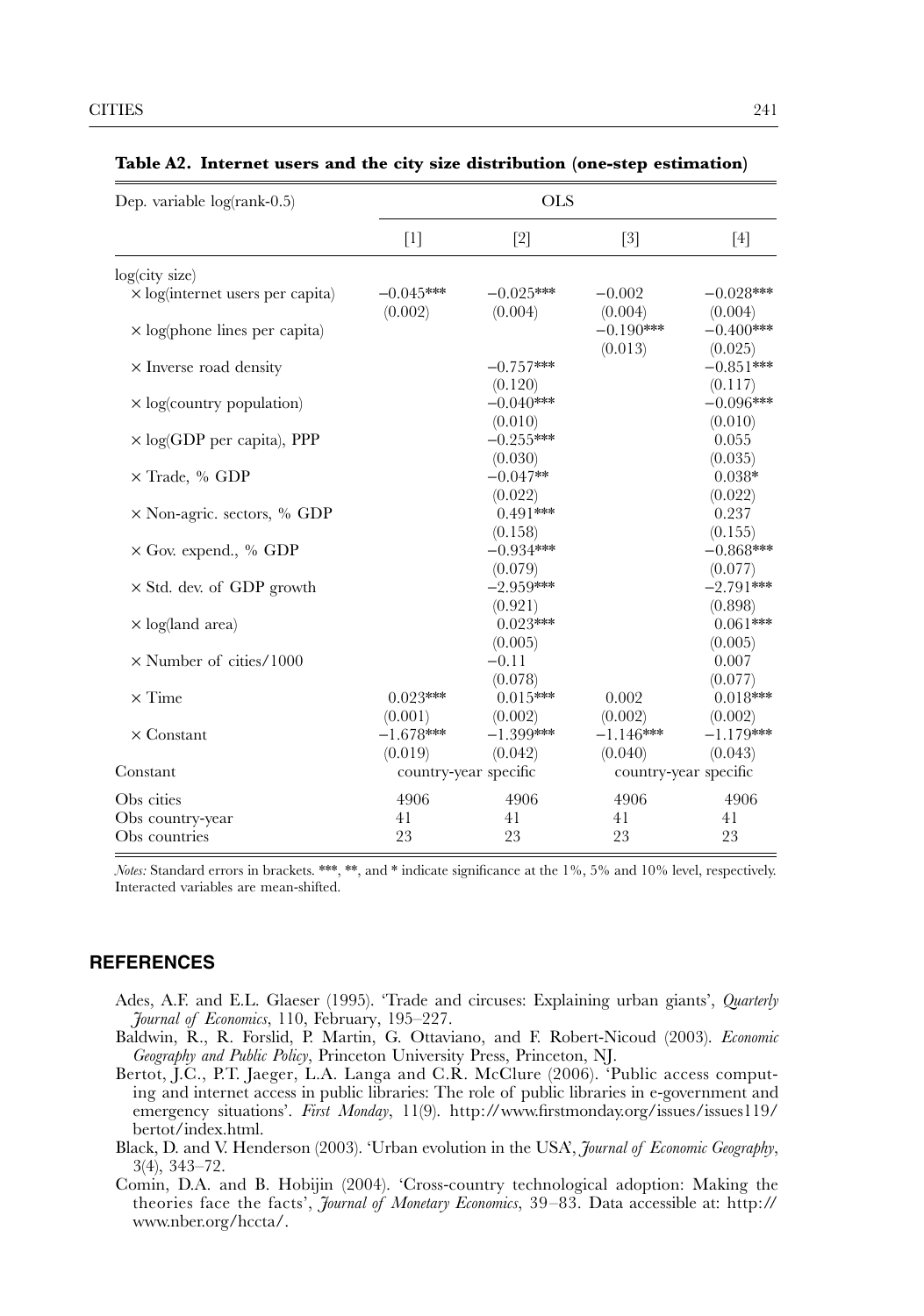**Table A2. Internet users and the city size distribution (one-step estimation)**

| Dep. variable log(rank-0.5) | OLS | | | |
|---|---|---|---|---|
| | [1] | [2] | [3] | [4] |
| log(city size) | | | | |
| × log(internet users per capita) | −0.045*** | −0.025*** | −0.002 | −0.028*** |
| | (0.002) | (0.004) | (0.004) | (0.004) |
| × log(phone lines per capita) | | | −0.190*** | −0.400*** |
| | | | (0.013) | (0.025) |
| × Inverse road density | | −0.757*** | | −0.851*** |
| | | (0.120) | | (0.117) |
| × log(country population) | | −0.040*** | | −0.096*** |
| | | (0.010) | | (0.010) |
| × log(GDP per capita), PPP | | −0.255*** | | 0.055 |
| | | (0.030) | | (0.035) |
| × Trade, % GDP | | −0.047** | | 0.038* |
| | | (0.022) | | (0.022) |
| × Non-agric. sectors, % GDP | | 0.491*** | | 0.237 |
| | | (0.158) | | (0.155) |
| × Gov. expend., % GDP | | −0.934*** | | −0.868*** |
| | | (0.079) | | (0.077) |
| × Std. dev. of GDP growth | | −2.959*** | | −2.791*** |
| | | (0.921) | | (0.898) |
| × log(land area) | | 0.023*** | | 0.061*** |
| | | (0.005) | | (0.005) |
| × Number of cities/1000 | | −0.11 | | 0.007 |
| | | (0.078) | | (0.077) |
| × Time | 0.023*** | 0.015*** | 0.002 | 0.018*** |
| | (0.001) | (0.002) | (0.002) | (0.002) |
| × Constant | −1.678*** | −1.399*** | −1.146*** | −1.179*** |
| | (0.019) | (0.042) | (0.040) | (0.043) |
| Constant | country-year specific | | country-year specific | |
| Obs cities | 4906 | 4906 | 4906 | 4906 |
| Obs country-year | 41 | 41 | 41 | 41 |
| Obs countries | 23 | 23 | 23 | 23 |

*Notes:* Standard errors in brackets. ***, **, and * indicate significance at the 1%, 5% and 10% level, respectively. Interacted variables are mean-shifted.

## REFERENCES

Ades, A.F. and E.L. Glaeser (1995). 'Trade and circuses: Explaining urban giants', *Quarterly Journal of Economics*, 110, February, 195–227.

Baldwin, R., R. Forslid, P. Martin, G. Ottaviano, and F. Robert-Nicoud (2003). *Economic Geography and Public Policy*, Princeton University Press, Princeton, NJ.

Bertot, J.C., P.T. Jaeger, L.A. Langa and C.R. McClure (2006). 'Public access computing and internet access in public libraries: The role of public libraries in e-government and emergency situations'. *First Monday*, 11(9). http://www.firstmonday.org/issues/issues119/bertot/index.html.

Black, D. and V. Henderson (2003). 'Urban evolution in the USA', *Journal of Economic Geography*, 3(4), 343–72.

Comin, D.A. and B. Hobijin (2004). 'Cross-country technological adoption: Making the theories face the facts', *Journal of Monetary Economics*, 39–83. Data accessible at: http://www.nber.org/hccta/.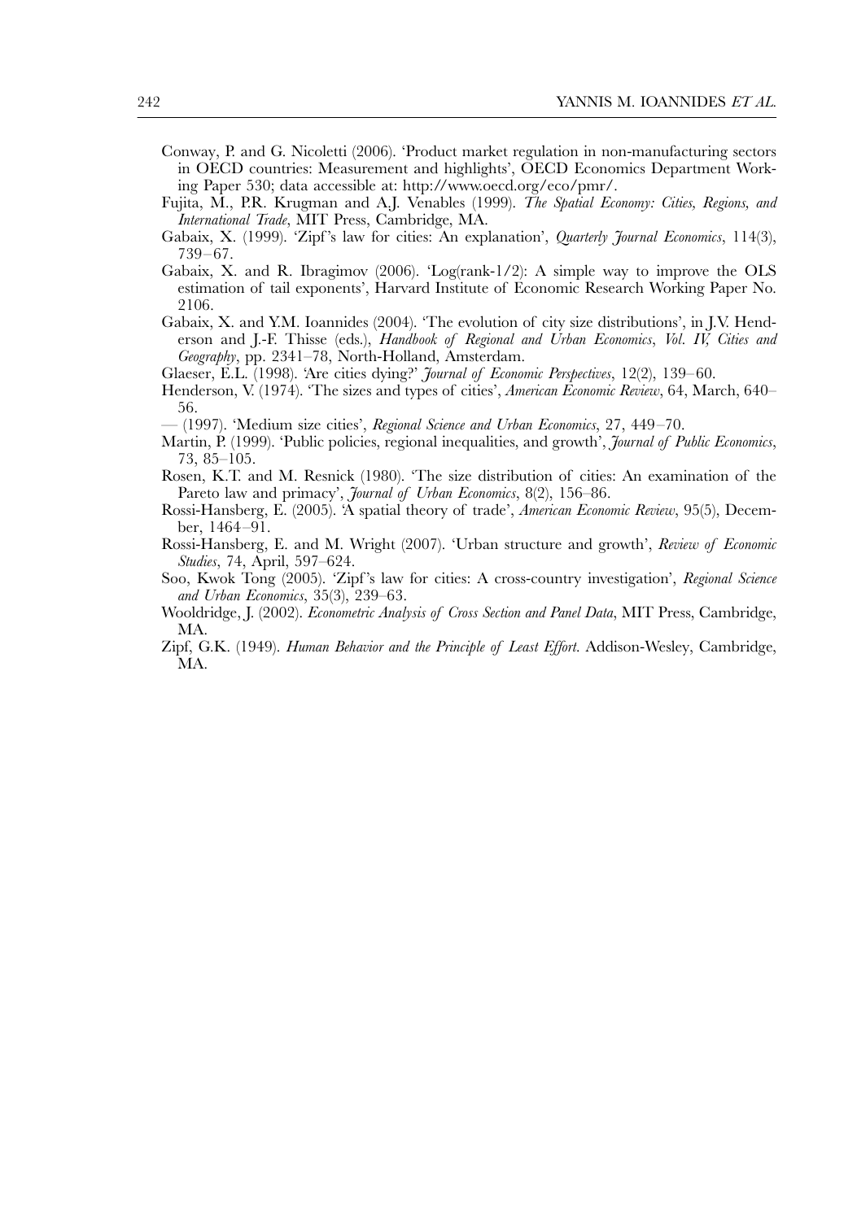Conway, P. and G. Nicoletti (2006). 'Product market regulation in non-manufacturing sectors in OECD countries: Measurement and highlights', OECD Economics Department Working Paper 530; data accessible at: http://www.oecd.org/eco/pmr/.

Fujita, M., P.R. Krugman and A.J. Venables (1999). *The Spatial Economy: Cities, Regions, and International Trade*, MIT Press, Cambridge, MA.

Gabaix, X. (1999). 'Zipf's law for cities: An explanation', *Quarterly Journal Economics*, 114(3), 739–67.

Gabaix, X. and R. Ibragimov (2006). 'Log(rank-1/2): A simple way to improve the OLS estimation of tail exponents', Harvard Institute of Economic Research Working Paper No. 2106.

Gabaix, X. and Y.M. Ioannides (2004). 'The evolution of city size distributions', in J.V. Henderson and J.-F. Thisse (eds.), *Handbook of Regional and Urban Economics*, *Vol. IV, Cities and Geography*, pp. 2341–78, North-Holland, Amsterdam.

Glaeser, E.L. (1998). 'Are cities dying?' *Journal of Economic Perspectives*, 12(2), 139–60.

Henderson, V. (1974). 'The sizes and types of cities', *American Economic Review*, 64, March, 640–56.

— (1997). 'Medium size cities', *Regional Science and Urban Economics*, 27, 449–70.

Martin, P. (1999). 'Public policies, regional inequalities, and growth', *Journal of Public Economics*, 73, 85–105.

Rosen, K.T. and M. Resnick (1980). 'The size distribution of cities: An examination of the Pareto law and primacy', *Journal of Urban Economics*, 8(2), 156–86.

Rossi-Hansberg, E. (2005). 'A spatial theory of trade', *American Economic Review*, 95(5), December, 1464–91.

Rossi-Hansberg, E. and M. Wright (2007). 'Urban structure and growth', *Review of Economic Studies*, 74, April, 597–624.

Soo, Kwok Tong (2005). 'Zipf's law for cities: A cross-country investigation', *Regional Science and Urban Economics*, 35(3), 239–63.

Wooldridge, J. (2002). *Econometric Analysis of Cross Section and Panel Data*, MIT Press, Cambridge, MA.

Zipf, G.K. (1949). *Human Behavior and the Principle of Least Effort*. Addison-Wesley, Cambridge, MA.